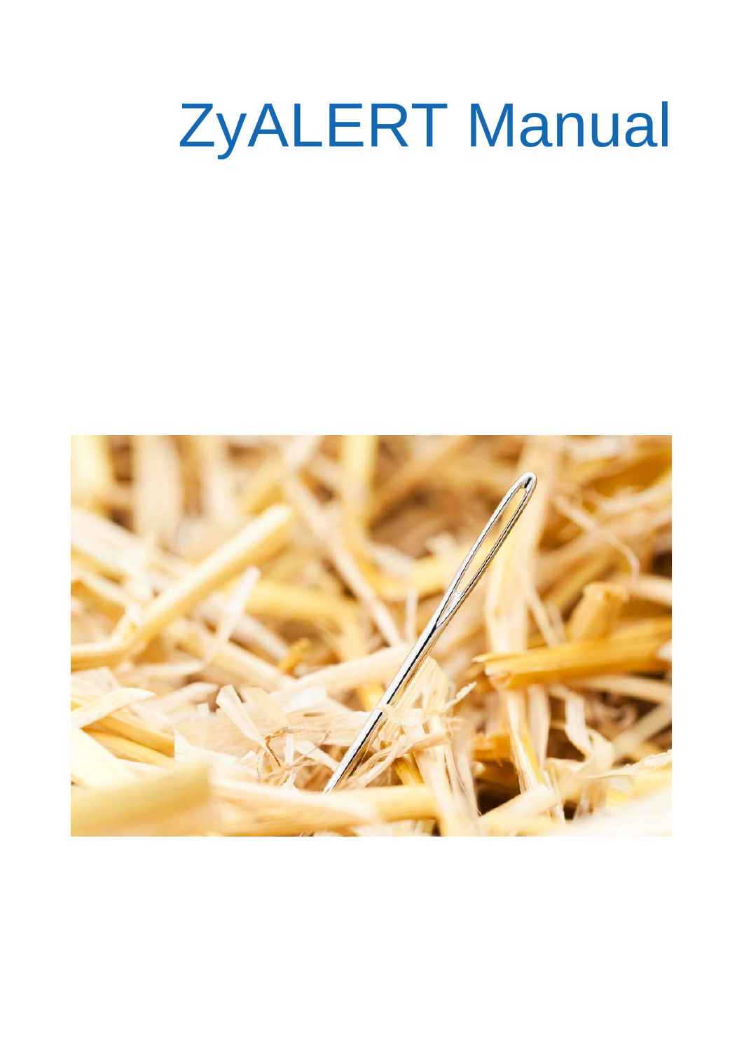# ZyALERT Manual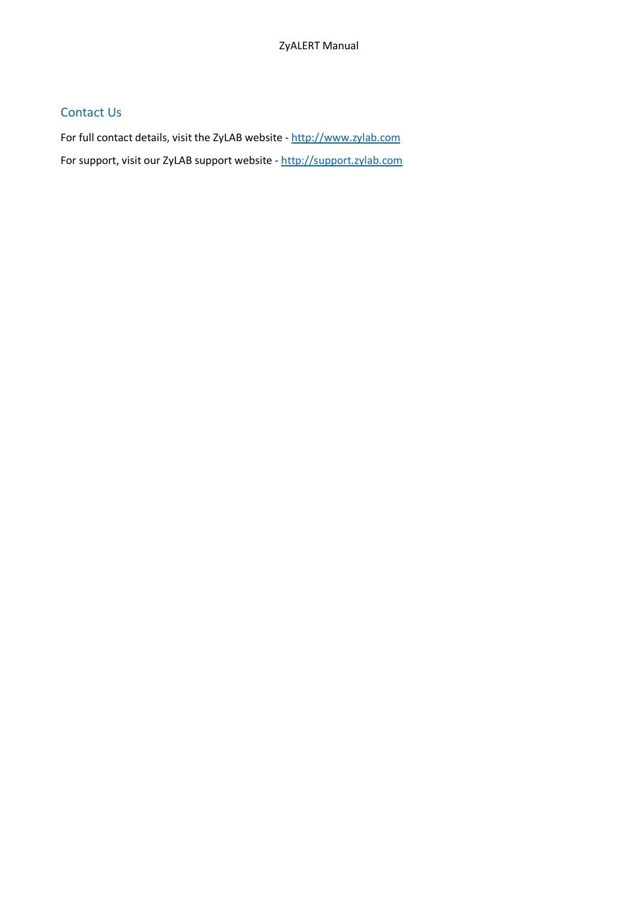## Contact Us

For full contact details, visit the ZyLAB website - http://www.zylab.com

For support, visit our ZyLAB support website - http://support.zylab.com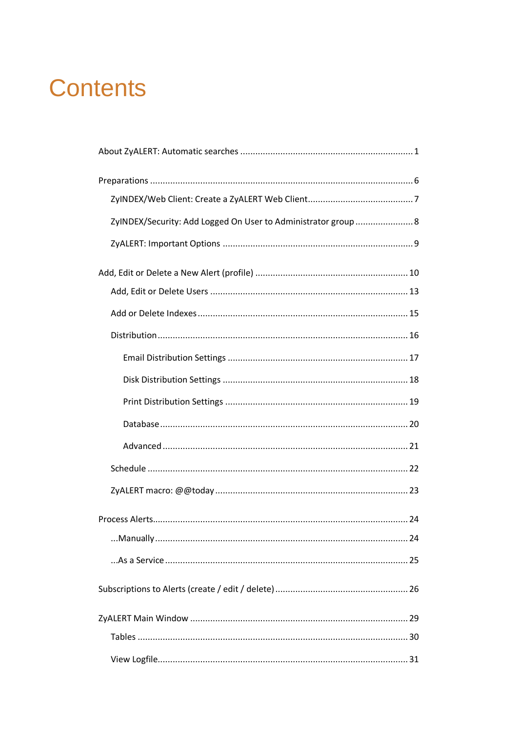# Contents

About ZyALERT: Automatic searches ........ 1

Preparations ........ 6

- ZyINDEX/Web Client: Create a ZyALERT Web Client ........ 7
- ZyINDEX/Security: Add Logged On User to Administrator group ........ 8
- ZyALERT: Important Options ........ 9

Add, Edit or Delete a New Alert (profile) ........ 10

- Add, Edit or Delete Users ........ 13
- Add or Delete Indexes ........ 15
- Distribution ........ 16
    - Email Distribution Settings ........ 17
    - Disk Distribution Settings ........ 18
    - Print Distribution Settings ........ 19
    - Database ........ 20
    - Advanced ........ 21
- Schedule ........ 22
- ZyALERT macro: @@today ........ 23

Process Alerts ........ 24

- ...Manually ........ 24
- ...As a Service ........ 25

Subscriptions to Alerts (create / edit / delete) ........ 26

ZyALERT Main Window ........ 29

- Tables ........ 30
- View Logfile ........ 31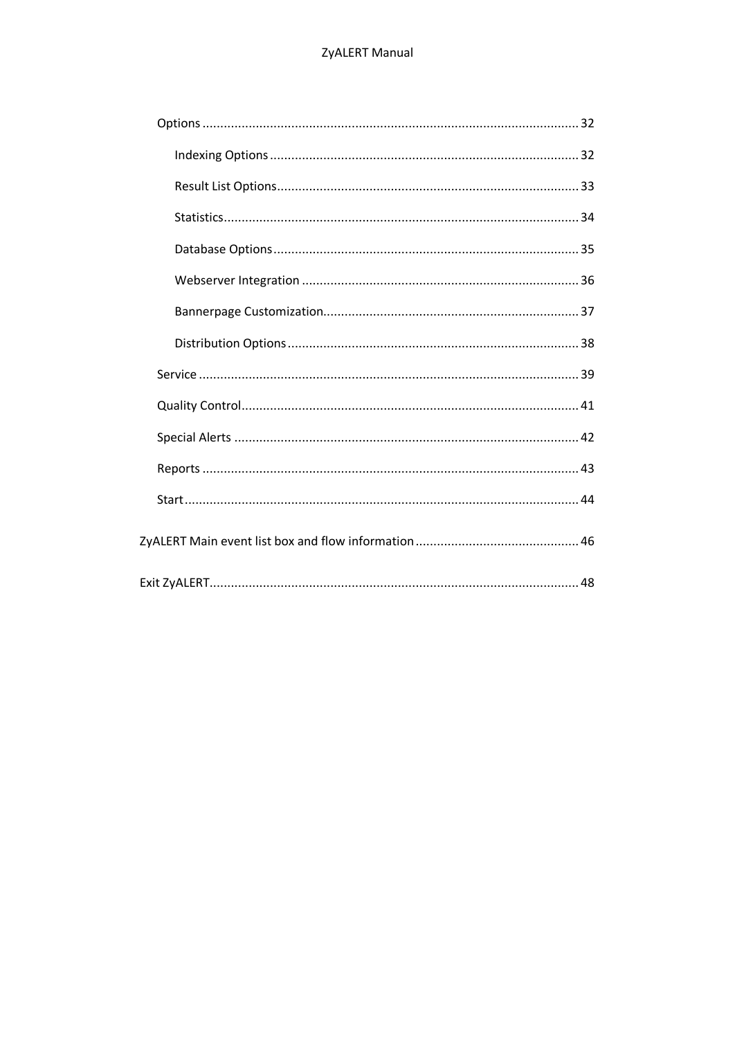- Options ........................................................................................................ 32
  - Indexing Options ..................................................................................... 32
  - Result List Options................................................................................... 33
  - Statistics................................................................................................... 34
  - Database Options..................................................................................... 35
  - Webserver Integration ............................................................................ 36
  - Bannerpage Customization...................................................................... 37
  - Distribution Options ................................................................................ 38
- Service .......................................................................................................... 39
- Quality Control............................................................................................. 41
- Special Alerts ................................................................................................ 42
- Reports ......................................................................................................... 43
- Start.............................................................................................................. 44

ZyALERT Main event list box and flow information ............................................. 46

Exit ZyALERT....................................................................................................... 48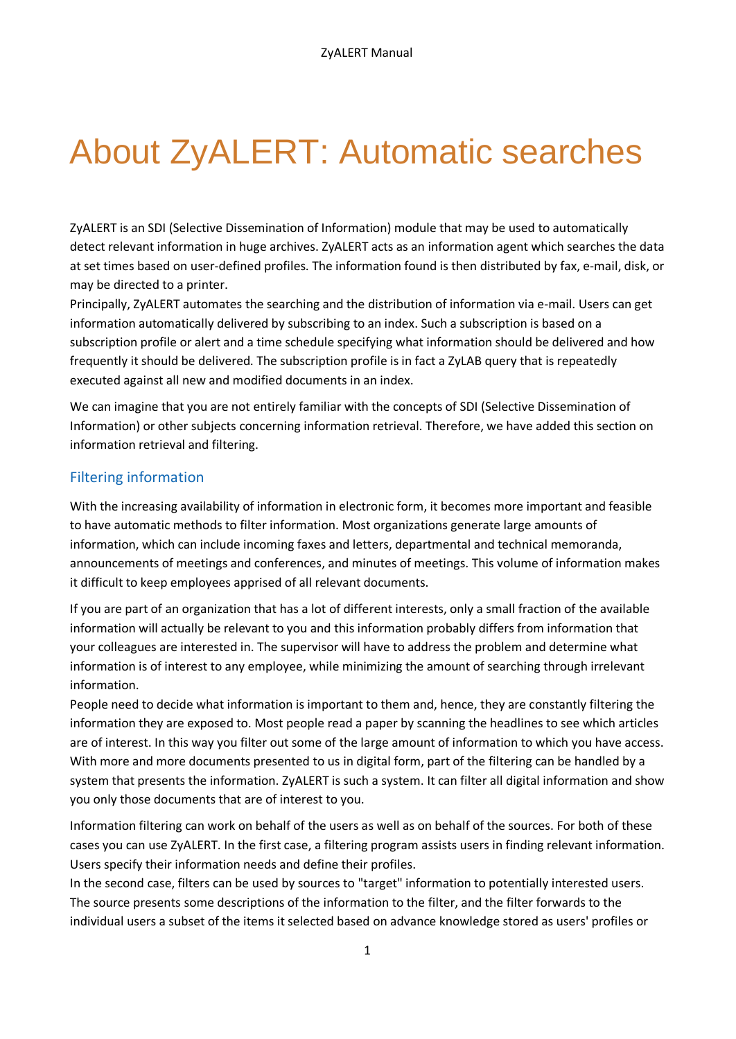# About ZyALERT: Automatic searches

ZyALERT is an SDI (Selective Dissemination of Information) module that may be used to automatically detect relevant information in huge archives. ZyALERT acts as an information agent which searches the data at set times based on user-defined profiles. The information found is then distributed by fax, e-mail, disk, or may be directed to a printer.
Principally, ZyALERT automates the searching and the distribution of information via e-mail. Users can get information automatically delivered by subscribing to an index. Such a subscription is based on a subscription profile or alert and a time schedule specifying what information should be delivered and how frequently it should be delivered. The subscription profile is in fact a ZyLAB query that is repeatedly executed against all new and modified documents in an index.

We can imagine that you are not entirely familiar with the concepts of SDI (Selective Dissemination of Information) or other subjects concerning information retrieval. Therefore, we have added this section on information retrieval and filtering.

## Filtering information

With the increasing availability of information in electronic form, it becomes more important and feasible to have automatic methods to filter information. Most organizations generate large amounts of information, which can include incoming faxes and letters, departmental and technical memoranda, announcements of meetings and conferences, and minutes of meetings. This volume of information makes it difficult to keep employees apprised of all relevant documents.

If you are part of an organization that has a lot of different interests, only a small fraction of the available information will actually be relevant to you and this information probably differs from information that your colleagues are interested in. The supervisor will have to address the problem and determine what information is of interest to any employee, while minimizing the amount of searching through irrelevant information.
People need to decide what information is important to them and, hence, they are constantly filtering the information they are exposed to. Most people read a paper by scanning the headlines to see which articles are of interest. In this way you filter out some of the large amount of information to which you have access. With more and more documents presented to us in digital form, part of the filtering can be handled by a system that presents the information. ZyALERT is such a system. It can filter all digital information and show you only those documents that are of interest to you.

Information filtering can work on behalf of the users as well as on behalf of the sources. For both of these cases you can use ZyALERT. In the first case, a filtering program assists users in finding relevant information. Users specify their information needs and define their profiles.
In the second case, filters can be used by sources to "target" information to potentially interested users. The source presents some descriptions of the information to the filter, and the filter forwards to the individual users a subset of the items it selected based on advance knowledge stored as users' profiles or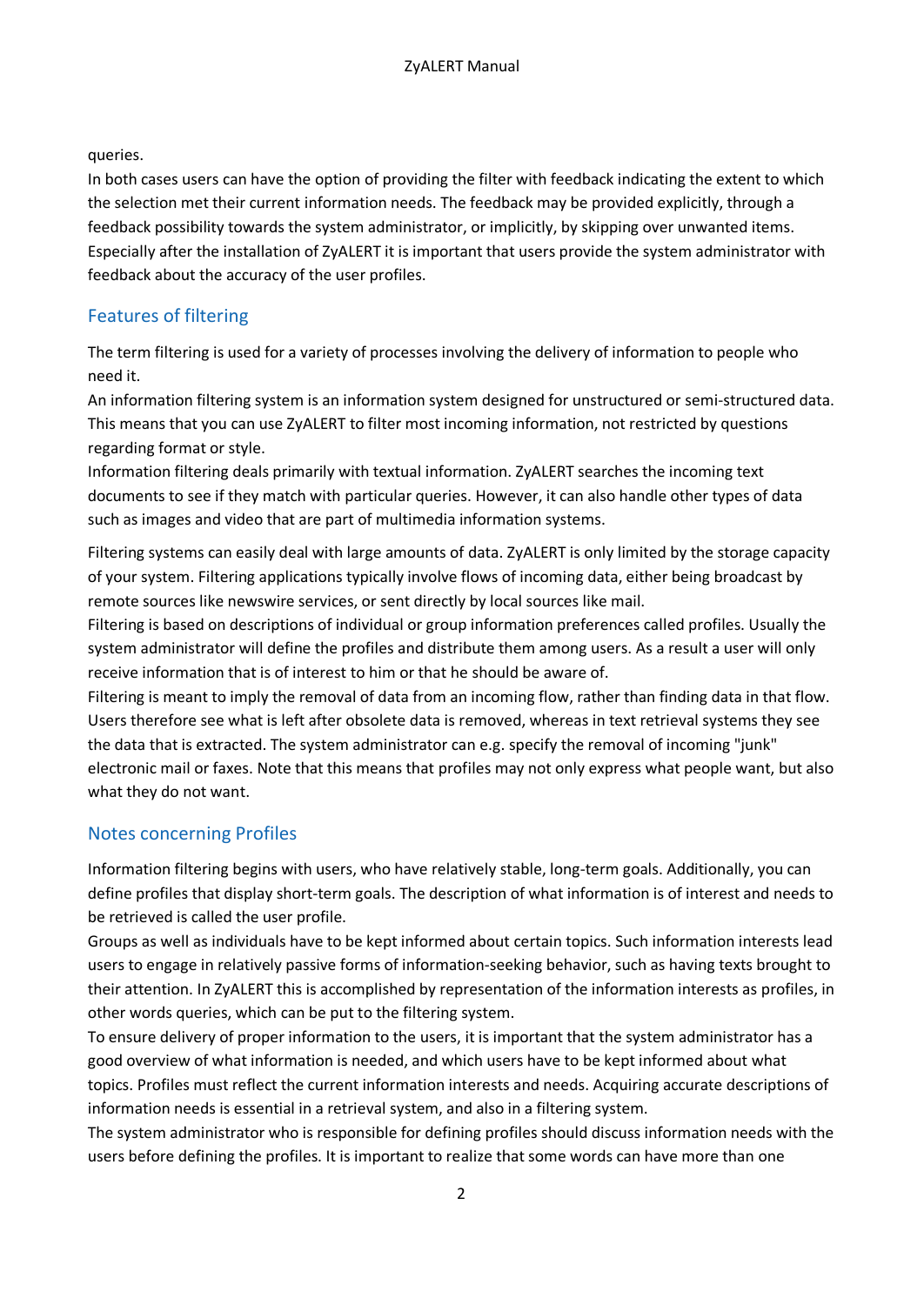queries.

In both cases users can have the option of providing the filter with feedback indicating the extent to which the selection met their current information needs. The feedback may be provided explicitly, through a feedback possibility towards the system administrator, or implicitly, by skipping over unwanted items. Especially after the installation of ZyALERT it is important that users provide the system administrator with feedback about the accuracy of the user profiles.

## Features of filtering

The term filtering is used for a variety of processes involving the delivery of information to people who need it.

An information filtering system is an information system designed for unstructured or semi-structured data. This means that you can use ZyALERT to filter most incoming information, not restricted by questions regarding format or style.

Information filtering deals primarily with textual information. ZyALERT searches the incoming text documents to see if they match with particular queries. However, it can also handle other types of data such as images and video that are part of multimedia information systems.

Filtering systems can easily deal with large amounts of data. ZyALERT is only limited by the storage capacity of your system. Filtering applications typically involve flows of incoming data, either being broadcast by remote sources like newswire services, or sent directly by local sources like mail.

Filtering is based on descriptions of individual or group information preferences called profiles. Usually the system administrator will define the profiles and distribute them among users. As a result a user will only receive information that is of interest to him or that he should be aware of.

Filtering is meant to imply the removal of data from an incoming flow, rather than finding data in that flow. Users therefore see what is left after obsolete data is removed, whereas in text retrieval systems they see the data that is extracted. The system administrator can e.g. specify the removal of incoming "junk" electronic mail or faxes. Note that this means that profiles may not only express what people want, but also what they do not want.

## Notes concerning Profiles

Information filtering begins with users, who have relatively stable, long-term goals. Additionally, you can define profiles that display short-term goals. The description of what information is of interest and needs to be retrieved is called the user profile.

Groups as well as individuals have to be kept informed about certain topics. Such information interests lead users to engage in relatively passive forms of information-seeking behavior, such as having texts brought to their attention. In ZyALERT this is accomplished by representation of the information interests as profiles, in other words queries, which can be put to the filtering system.

To ensure delivery of proper information to the users, it is important that the system administrator has a good overview of what information is needed, and which users have to be kept informed about what topics. Profiles must reflect the current information interests and needs. Acquiring accurate descriptions of information needs is essential in a retrieval system, and also in a filtering system.

The system administrator who is responsible for defining profiles should discuss information needs with the users before defining the profiles. It is important to realize that some words can have more than one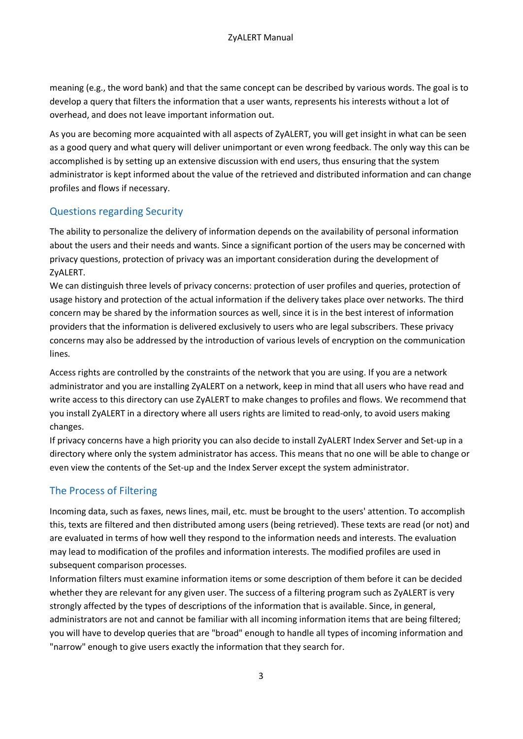meaning (e.g., the word bank) and that the same concept can be described by various words. The goal is to develop a query that filters the information that a user wants, represents his interests without a lot of overhead, and does not leave important information out.

As you are becoming more acquainted with all aspects of ZyALERT, you will get insight in what can be seen as a good query and what query will deliver unimportant or even wrong feedback. The only way this can be accomplished is by setting up an extensive discussion with end users, thus ensuring that the system administrator is kept informed about the value of the retrieved and distributed information and can change profiles and flows if necessary.

## Questions regarding Security

The ability to personalize the delivery of information depends on the availability of personal information about the users and their needs and wants. Since a significant portion of the users may be concerned with privacy questions, protection of privacy was an important consideration during the development of ZyALERT.
We can distinguish three levels of privacy concerns: protection of user profiles and queries, protection of usage history and protection of the actual information if the delivery takes place over networks. The third concern may be shared by the information sources as well, since it is in the best interest of information providers that the information is delivered exclusively to users who are legal subscribers. These privacy concerns may also be addressed by the introduction of various levels of encryption on the communication lines.

Access rights are controlled by the constraints of the network that you are using. If you are a network administrator and you are installing ZyALERT on a network, keep in mind that all users who have read and write access to this directory can use ZyALERT to make changes to profiles and flows. We recommend that you install ZyALERT in a directory where all users rights are limited to read-only, to avoid users making changes.
If privacy concerns have a high priority you can also decide to install ZyALERT Index Server and Set-up in a directory where only the system administrator has access. This means that no one will be able to change or even view the contents of the Set-up and the Index Server except the system administrator.

## The Process of Filtering

Incoming data, such as faxes, news lines, mail, etc. must be brought to the users' attention. To accomplish this, texts are filtered and then distributed among users (being retrieved). These texts are read (or not) and are evaluated in terms of how well they respond to the information needs and interests. The evaluation may lead to modification of the profiles and information interests. The modified profiles are used in subsequent comparison processes.
Information filters must examine information items or some description of them before it can be decided whether they are relevant for any given user. The success of a filtering program such as ZyALERT is very strongly affected by the types of descriptions of the information that is available. Since, in general, administrators are not and cannot be familiar with all incoming information items that are being filtered; you will have to develop queries that are "broad" enough to handle all types of incoming information and "narrow" enough to give users exactly the information that they search for.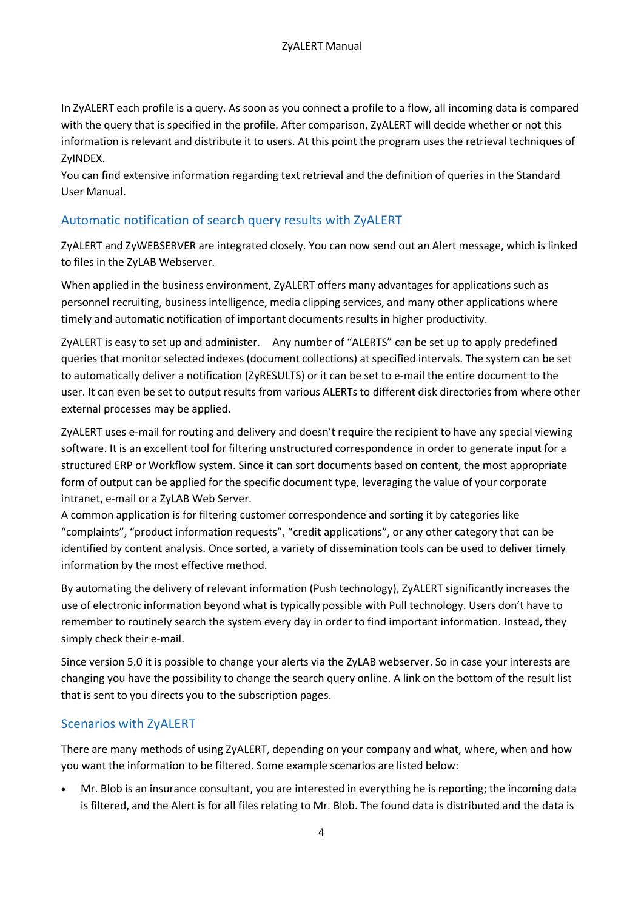In ZyALERT each profile is a query. As soon as you connect a profile to a flow, all incoming data is compared with the query that is specified in the profile. After comparison, ZyALERT will decide whether or not this information is relevant and distribute it to users. At this point the program uses the retrieval techniques of ZyINDEX.
You can find extensive information regarding text retrieval and the definition of queries in the Standard User Manual.

## Automatic notification of search query results with ZyALERT

ZyALERT and ZyWEBSERVER are integrated closely. You can now send out an Alert message, which is linked to files in the ZyLAB Webserver.

When applied in the business environment, ZyALERT offers many advantages for applications such as personnel recruiting, business intelligence, media clipping services, and many other applications where timely and automatic notification of important documents results in higher productivity.

ZyALERT is easy to set up and administer. Any number of "ALERTS" can be set up to apply predefined queries that monitor selected indexes (document collections) at specified intervals. The system can be set to automatically deliver a notification (ZyRESULTS) or it can be set to e-mail the entire document to the user. It can even be set to output results from various ALERTs to different disk directories from where other external processes may be applied.

ZyALERT uses e-mail for routing and delivery and doesn't require the recipient to have any special viewing software. It is an excellent tool for filtering unstructured correspondence in order to generate input for a structured ERP or Workflow system. Since it can sort documents based on content, the most appropriate form of output can be applied for the specific document type, leveraging the value of your corporate intranet, e-mail or a ZyLAB Web Server.
A common application is for filtering customer correspondence and sorting it by categories like "complaints", "product information requests", "credit applications", or any other category that can be identified by content analysis. Once sorted, a variety of dissemination tools can be used to deliver timely information by the most effective method.

By automating the delivery of relevant information (Push technology), ZyALERT significantly increases the use of electronic information beyond what is typically possible with Pull technology. Users don't have to remember to routinely search the system every day in order to find important information. Instead, they simply check their e-mail.

Since version 5.0 it is possible to change your alerts via the ZyLAB webserver. So in case your interests are changing you have the possibility to change the search query online. A link on the bottom of the result list that is sent to you directs you to the subscription pages.

## Scenarios with ZyALERT

There are many methods of using ZyALERT, depending on your company and what, where, when and how you want the information to be filtered. Some example scenarios are listed below:

- Mr. Blob is an insurance consultant, you are interested in everything he is reporting; the incoming data is filtered, and the Alert is for all files relating to Mr. Blob. The found data is distributed and the data is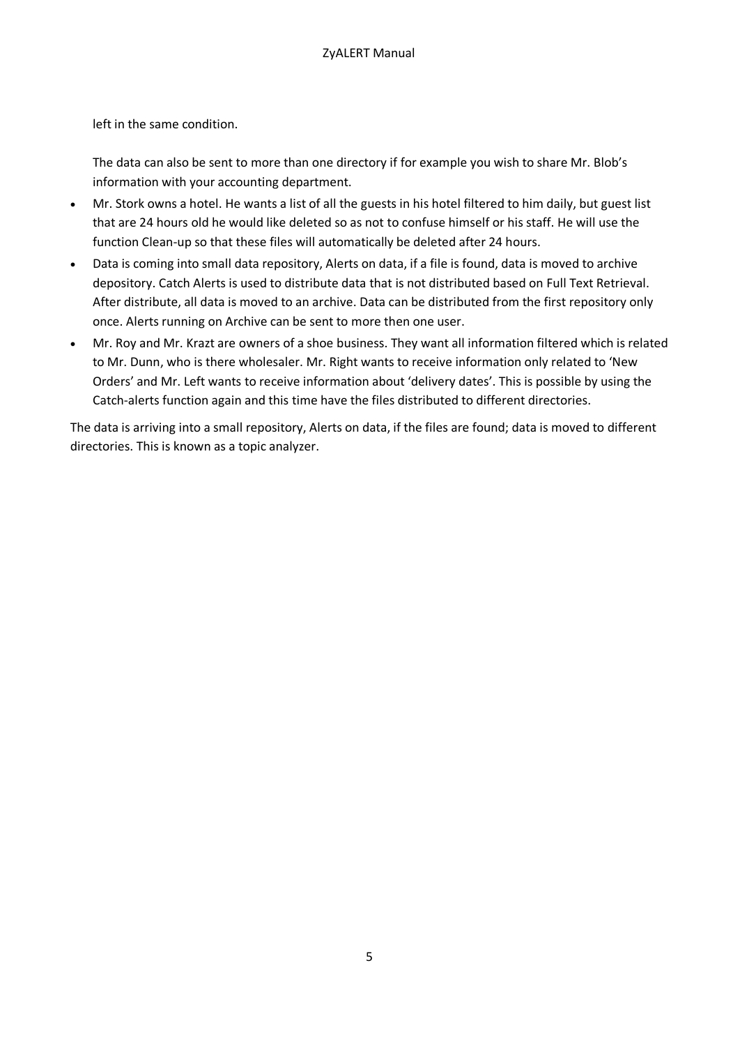left in the same condition.

The data can also be sent to more than one directory if for example you wish to share Mr. Blob's information with your accounting department.

- Mr. Stork owns a hotel. He wants a list of all the guests in his hotel filtered to him daily, but guest list that are 24 hours old he would like deleted so as not to confuse himself or his staff. He will use the function Clean-up so that these files will automatically be deleted after 24 hours.
- Data is coming into small data repository, Alerts on data, if a file is found, data is moved to archive depository. Catch Alerts is used to distribute data that is not distributed based on Full Text Retrieval. After distribute, all data is moved to an archive. Data can be distributed from the first repository only once. Alerts running on Archive can be sent to more then one user.
- Mr. Roy and Mr. Krazt are owners of a shoe business. They want all information filtered which is related to Mr. Dunn, who is there wholesaler. Mr. Right wants to receive information only related to 'New Orders' and Mr. Left wants to receive information about 'delivery dates'. This is possible by using the Catch-alerts function again and this time have the files distributed to different directories.

The data is arriving into a small repository, Alerts on data, if the files are found; data is moved to different directories. This is known as a topic analyzer.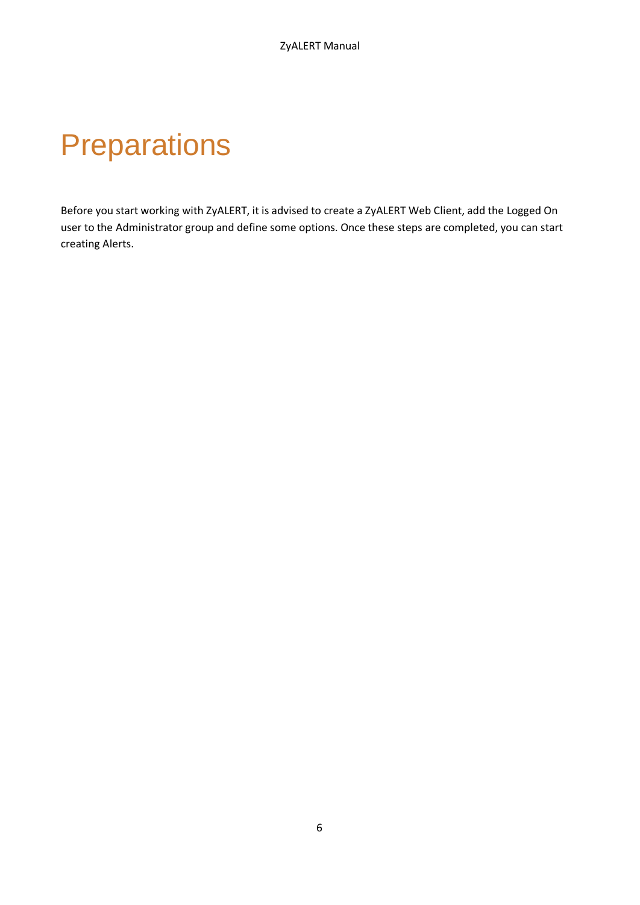# Preparations

Before you start working with ZyALERT, it is advised to create a ZyALERT Web Client, add the Logged On user to the Administrator group and define some options. Once these steps are completed, you can start creating Alerts.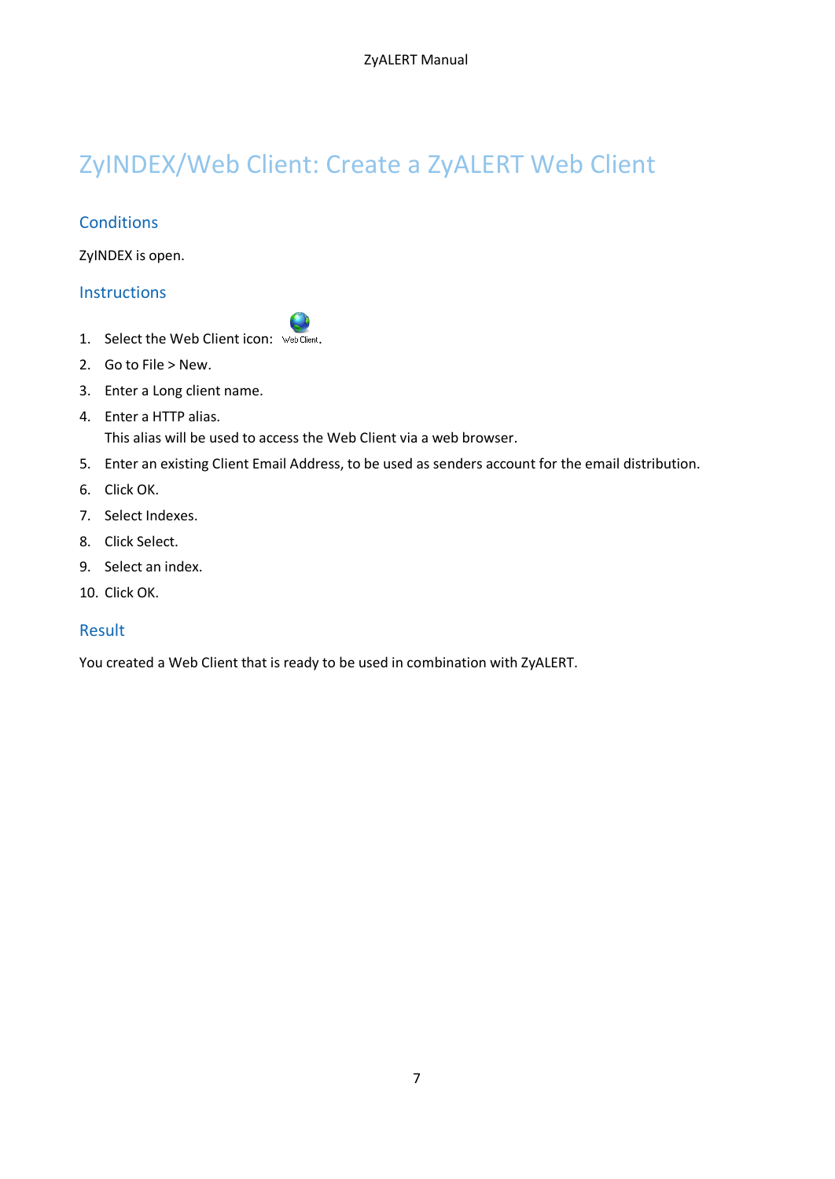# ZyINDEX/Web Client: Create a ZyALERT Web Client

## Conditions

ZyINDEX is open.

## Instructions

1. Select the Web Client icon: Web Client.
2. Go to File > New.
3. Enter a Long client name.
4. Enter a HTTP alias.
   This alias will be used to access the Web Client via a web browser.
5. Enter an existing Client Email Address, to be used as senders account for the email distribution.
6. Click OK.
7. Select Indexes.
8. Click Select.
9. Select an index.
10. Click OK.

## Result

You created a Web Client that is ready to be used in combination with ZyALERT.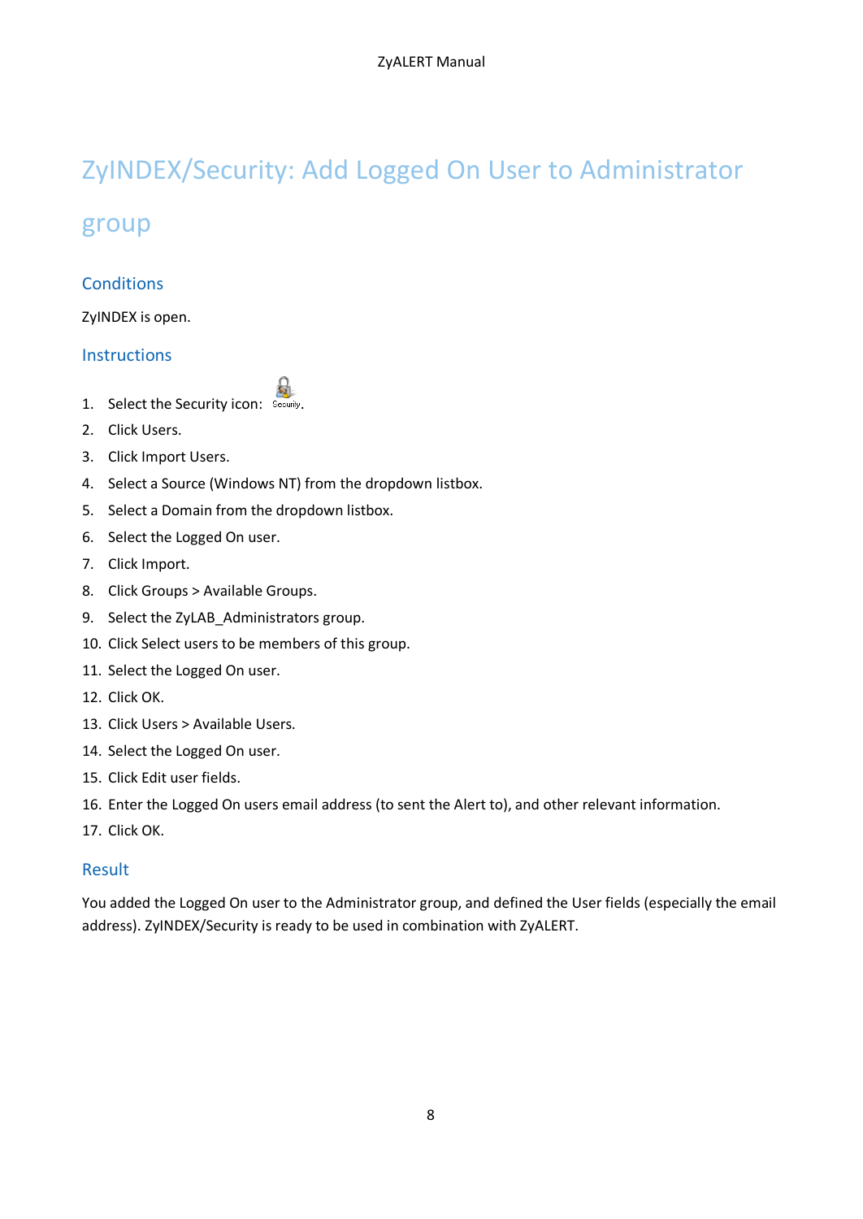# ZyINDEX/Security: Add Logged On User to Administrator group

## Conditions

ZyINDEX is open.

## Instructions

1. Select the Security icon: .
2. Click Users.
3. Click Import Users.
4. Select a Source (Windows NT) from the dropdown listbox.
5. Select a Domain from the dropdown listbox.
6. Select the Logged On user.
7. Click Import.
8. Click Groups > Available Groups.
9. Select the ZyLAB_Administrators group.
10. Click Select users to be members of this group.
11. Select the Logged On user.
12. Click OK.
13. Click Users > Available Users.
14. Select the Logged On user.
15. Click Edit user fields.
16. Enter the Logged On users email address (to sent the Alert to), and other relevant information.
17. Click OK.

## Result

You added the Logged On user to the Administrator group, and defined the User fields (especially the email address). ZyINDEX/Security is ready to be used in combination with ZyALERT.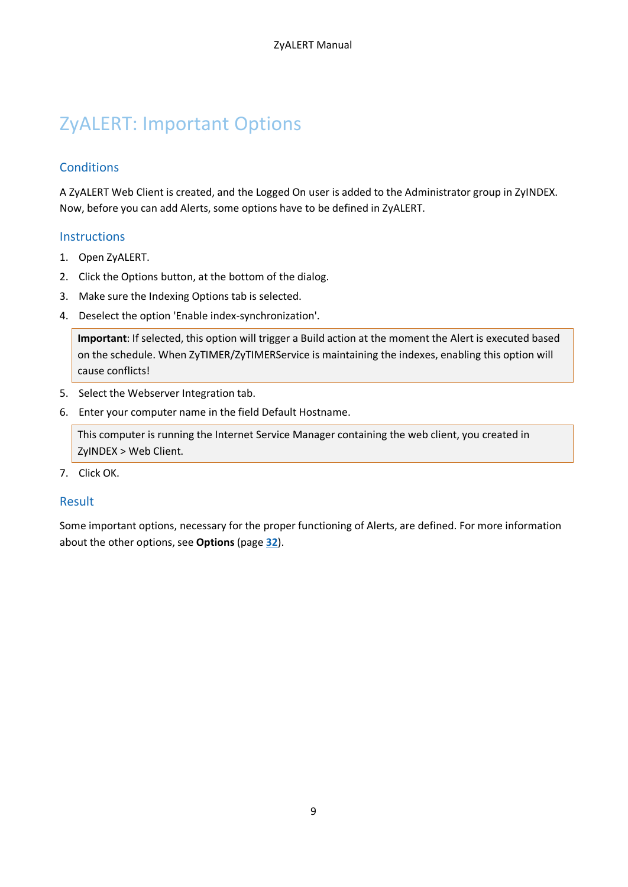# ZyALERT: Important Options

## Conditions

A ZyALERT Web Client is created, and the Logged On user is added to the Administrator group in ZyINDEX. Now, before you can add Alerts, some options have to be defined in ZyALERT.

## Instructions

1. Open ZyALERT.
2. Click the Options button, at the bottom of the dialog.
3. Make sure the Indexing Options tab is selected.
4. Deselect the option 'Enable index-synchronization'.

> **Important**: If selected, this option will trigger a Build action at the moment the Alert is executed based on the schedule. When ZyTIMER/ZyTIMERService is maintaining the indexes, enabling this option will cause conflicts!

5. Select the Webserver Integration tab.
6. Enter your computer name in the field Default Hostname.

> This computer is running the Internet Service Manager containing the web client, you created in ZyINDEX > Web Client.

7. Click OK.

## Result

Some important options, necessary for the proper functioning of Alerts, are defined. For more information about the other options, see **Options** (page **32**).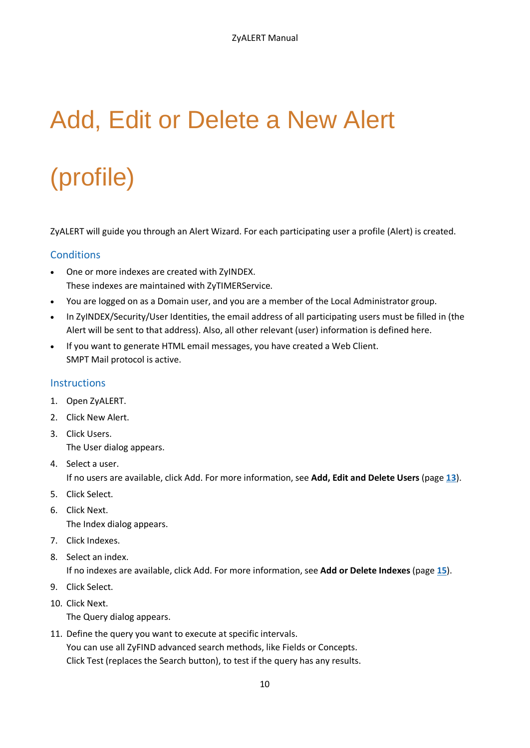# Add, Edit or Delete a New Alert (profile)

ZyALERT will guide you through an Alert Wizard. For each participating user a profile (Alert) is created.

## Conditions

- One or more indexes are created with ZyINDEX.
  These indexes are maintained with ZyTIMERService.
- You are logged on as a Domain user, and you are a member of the Local Administrator group.
- In ZyINDEX/Security/User Identities, the email address of all participating users must be filled in (the Alert will be sent to that address). Also, all other relevant (user) information is defined here.
- If you want to generate HTML email messages, you have created a Web Client.
  SMPT Mail protocol is active.

## Instructions

1. Open ZyALERT.
2. Click New Alert.
3. Click Users.
   The User dialog appears.
4. Select a user.
   If no users are available, click Add. For more information, see **Add, Edit and Delete Users** (page **13**).
5. Click Select.
6. Click Next.
   The Index dialog appears.
7. Click Indexes.
8. Select an index.
   If no indexes are available, click Add. For more information, see **Add or Delete Indexes** (page **15**).
9. Click Select.
10. Click Next.
    The Query dialog appears.
11. Define the query you want to execute at specific intervals.
    You can use all ZyFIND advanced search methods, like Fields or Concepts.
    Click Test (replaces the Search button), to test if the query has any results.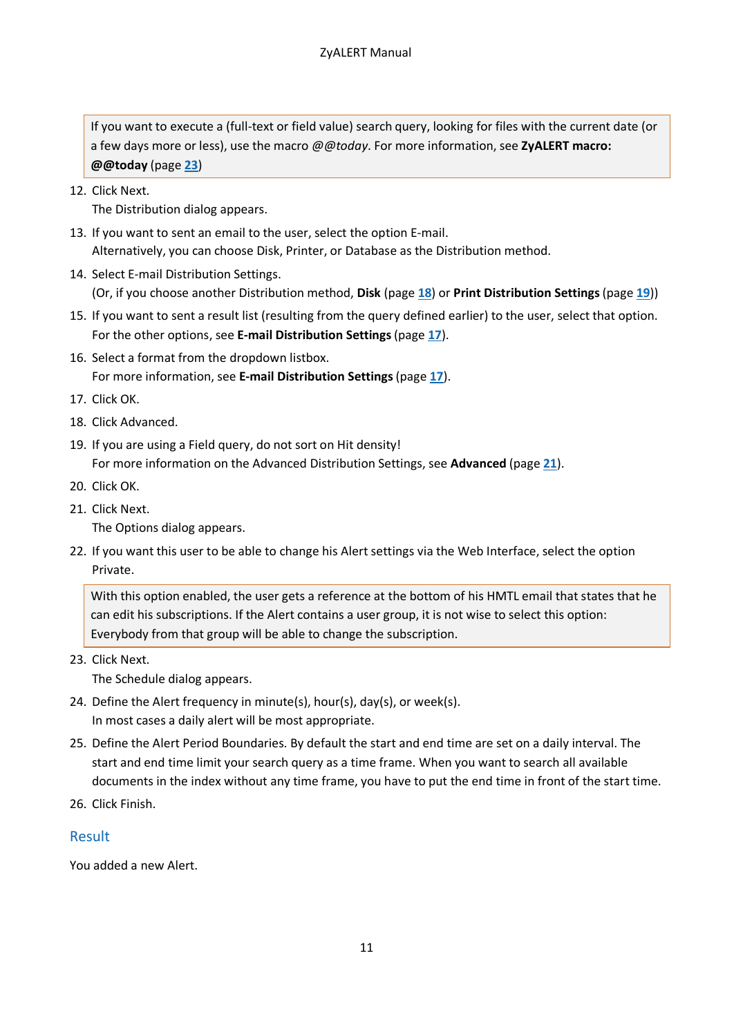> If you want to execute a (full-text or field value) search query, looking for files with the current date (or a few days more or less), use the macro *@@today*. For more information, see **ZyALERT macro: @@today** (page 23)

12. Click Next.
    The Distribution dialog appears.
13. If you want to sent an email to the user, select the option E-mail.
    Alternatively, you can choose Disk, Printer, or Database as the Distribution method.
14. Select E-mail Distribution Settings.
    (Or, if you choose another Distribution method, **Disk** (page 18) or **Print Distribution Settings** (page 19))
15. If you want to sent a result list (resulting from the query defined earlier) to the user, select that option.
    For the other options, see **E-mail Distribution Settings** (page 17).
16. Select a format from the dropdown listbox.
    For more information, see **E-mail Distribution Settings** (page 17).
17. Click OK.
18. Click Advanced.
19. If you are using a Field query, do not sort on Hit density!
    For more information on the Advanced Distribution Settings, see **Advanced** (page 21).
20. Click OK.
21. Click Next.
    The Options dialog appears.
22. If you want this user to be able to change his Alert settings via the Web Interface, select the option Private.

> With this option enabled, the user gets a reference at the bottom of his HMTL email that states that he can edit his subscriptions. If the Alert contains a user group, it is not wise to select this option: Everybody from that group will be able to change the subscription.

23. Click Next.
    The Schedule dialog appears.
24. Define the Alert frequency in minute(s), hour(s), day(s), or week(s).
    In most cases a daily alert will be most appropriate.
25. Define the Alert Period Boundaries. By default the start and end time are set on a daily interval. The start and end time limit your search query as a time frame. When you want to search all available documents in the index without any time frame, you have to put the end time in front of the start time.
26. Click Finish.

## Result

You added a new Alert.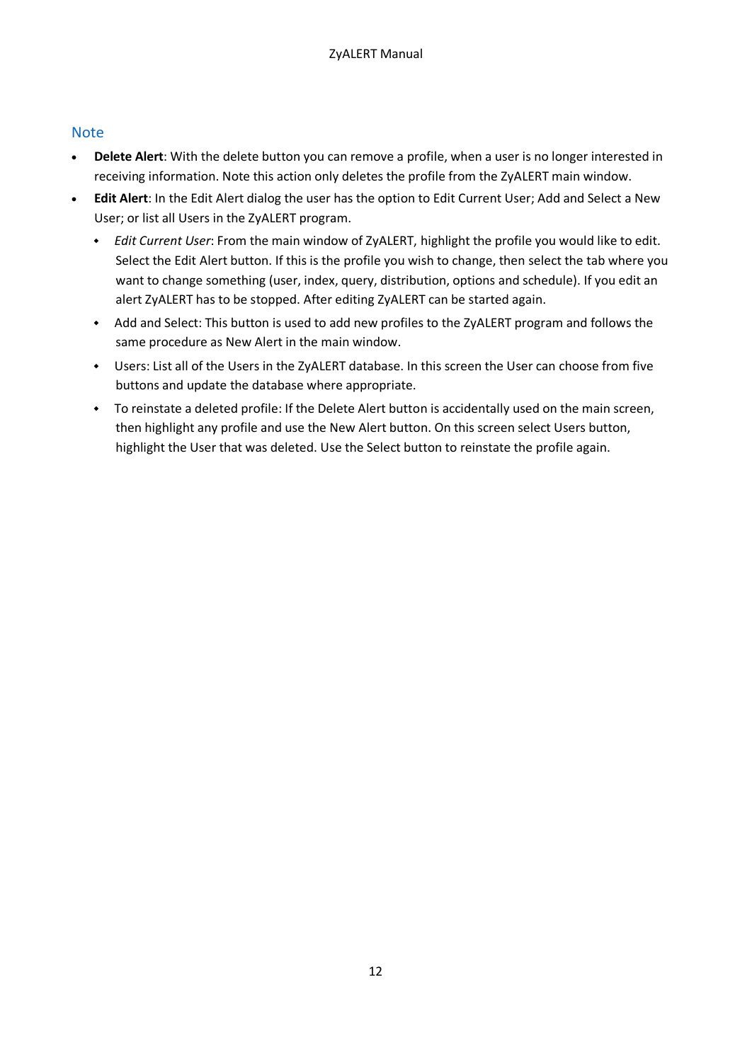## Note

- **Delete Alert**: With the delete button you can remove a profile, when a user is no longer interested in receiving information. Note this action only deletes the profile from the ZyALERT main window.
- **Edit Alert**: In the Edit Alert dialog the user has the option to Edit Current User; Add and Select a New User; or list all Users in the ZyALERT program.
  - *Edit Current User*: From the main window of ZyALERT, highlight the profile you would like to edit. Select the Edit Alert button. If this is the profile you wish to change, then select the tab where you want to change something (user, index, query, distribution, options and schedule). If you edit an alert ZyALERT has to be stopped. After editing ZyALERT can be started again.
  - Add and Select: This button is used to add new profiles to the ZyALERT program and follows the same procedure as New Alert in the main window.
  - Users: List all of the Users in the ZyALERT database. In this screen the User can choose from five buttons and update the database where appropriate.
  - To reinstate a deleted profile: If the Delete Alert button is accidentally used on the main screen, then highlight any profile and use the New Alert button. On this screen select Users button, highlight the User that was deleted. Use the Select button to reinstate the profile again.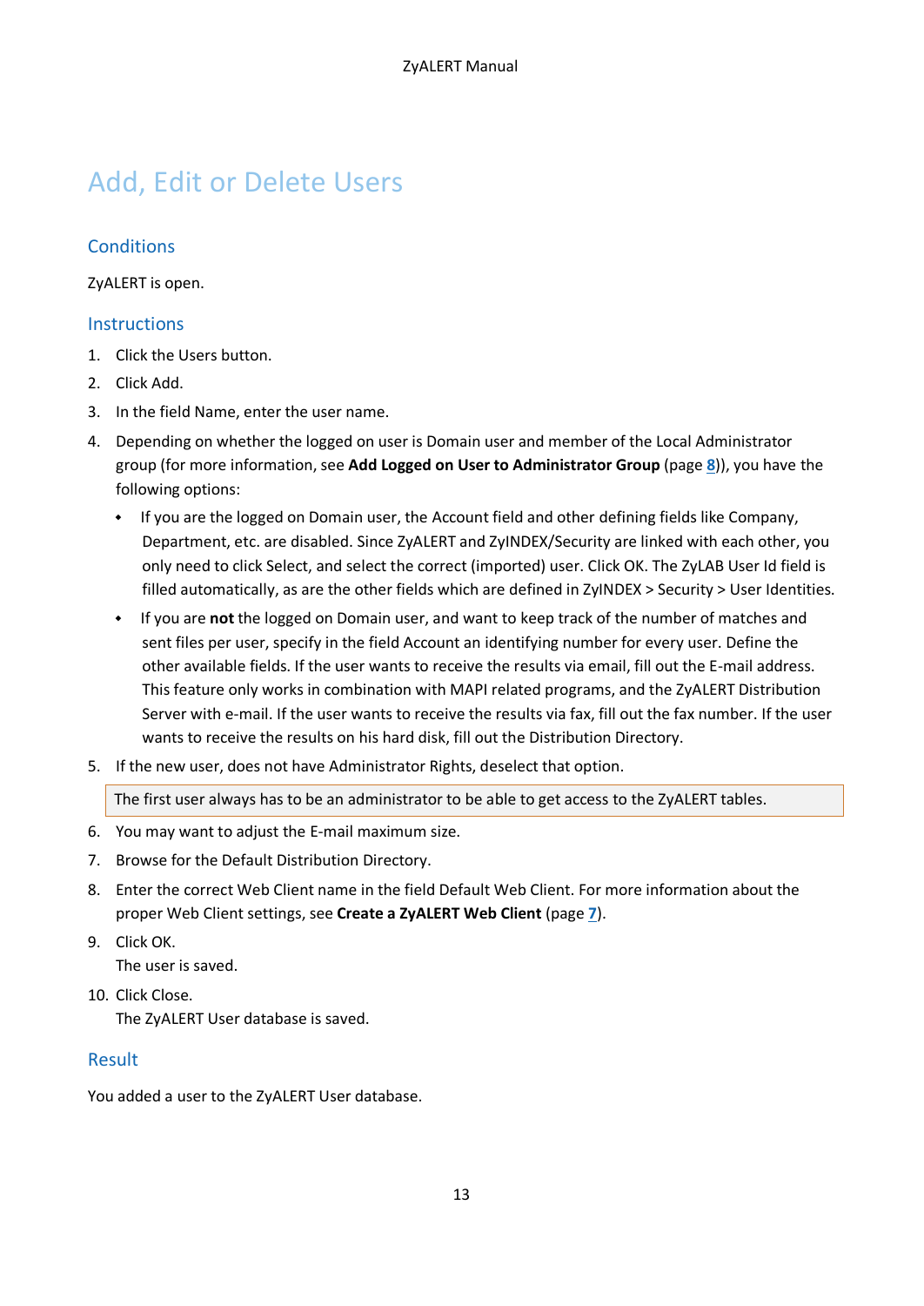# Add, Edit or Delete Users

## Conditions

ZyALERT is open.

## Instructions

1. Click the Users button.
2. Click Add.
3. In the field Name, enter the user name.
4. Depending on whether the logged on user is Domain user and member of the Local Administrator group (for more information, see **Add Logged on User to Administrator Group** (page 8)), you have the following options:
   - If you are the logged on Domain user, the Account field and other defining fields like Company, Department, etc. are disabled. Since ZyALERT and ZyINDEX/Security are linked with each other, you only need to click Select, and select the correct (imported) user. Click OK. The ZyLAB User Id field is filled automatically, as are the other fields which are defined in ZyINDEX > Security > User Identities.
   - If you are **not** the logged on Domain user, and want to keep track of the number of matches and sent files per user, specify in the field Account an identifying number for every user. Define the other available fields. If the user wants to receive the results via email, fill out the E-mail address. This feature only works in combination with MAPI related programs, and the ZyALERT Distribution Server with e-mail. If the user wants to receive the results via fax, fill out the fax number. If the user wants to receive the results on his hard disk, fill out the Distribution Directory.
5. If the new user, does not have Administrator Rights, deselect that option.

   > The first user always has to be an administrator to be able to get access to the ZyALERT tables.

6. You may want to adjust the E-mail maximum size.
7. Browse for the Default Distribution Directory.
8. Enter the correct Web Client name in the field Default Web Client. For more information about the proper Web Client settings, see **Create a ZyALERT Web Client** (page 7).
9. Click OK.
   The user is saved.
10. Click Close.
    The ZyALERT User database is saved.

## Result

You added a user to the ZyALERT User database.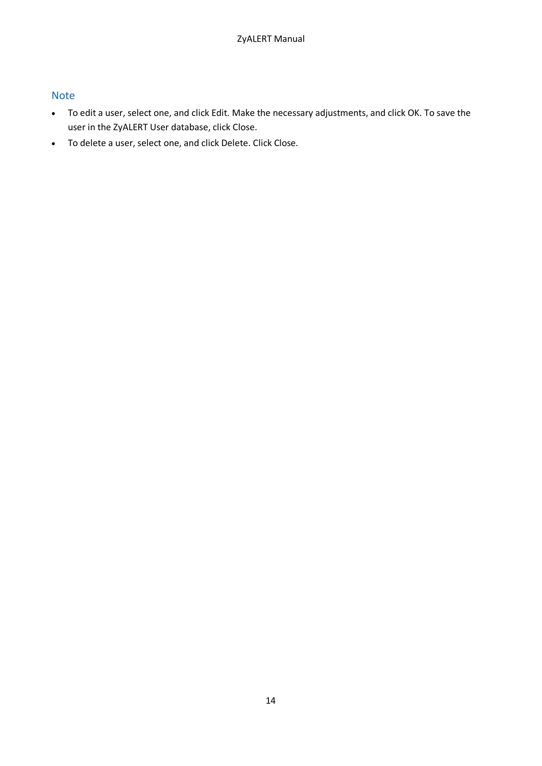### Note

- To edit a user, select one, and click Edit. Make the necessary adjustments, and click OK. To save the user in the ZyALERT User database, click Close.
- To delete a user, select one, and click Delete. Click Close.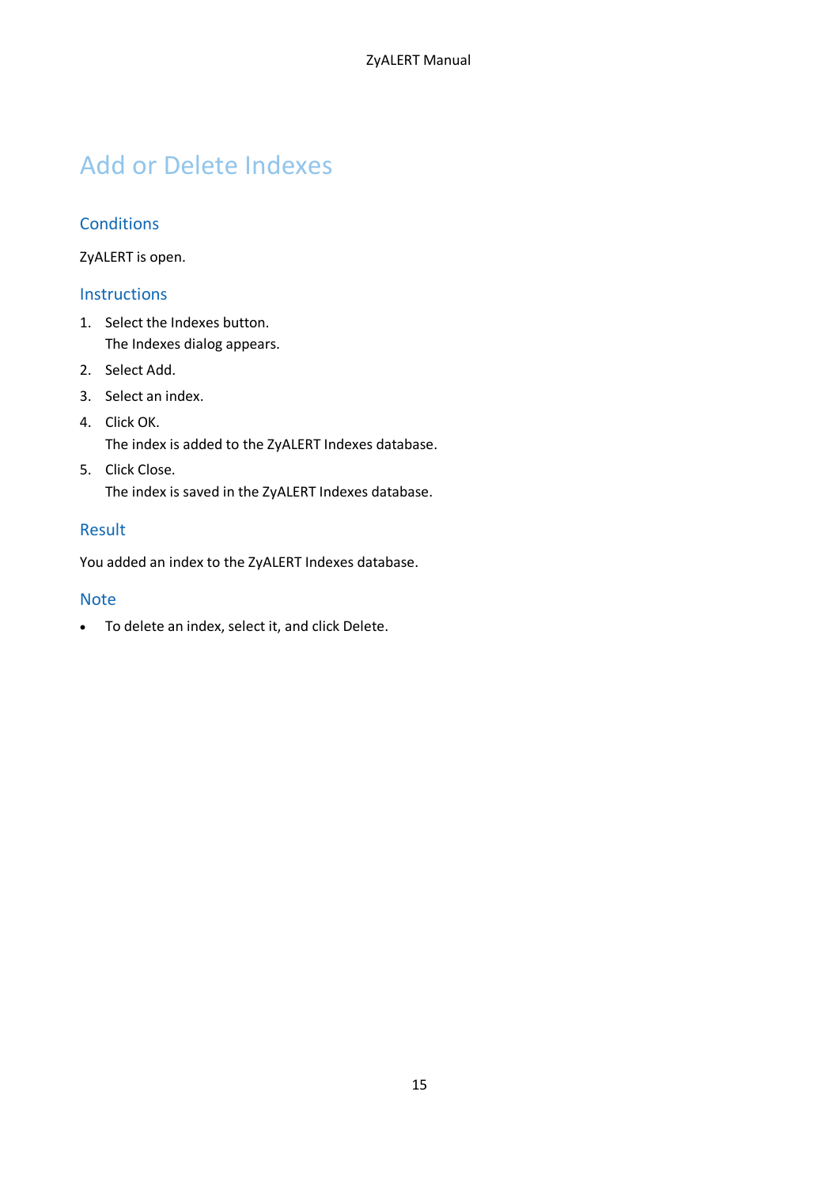# Add or Delete Indexes

## Conditions

ZyALERT is open.

## Instructions

1. Select the Indexes button.
   The Indexes dialog appears.
2. Select Add.
3. Select an index.
4. Click OK.
   The index is added to the ZyALERT Indexes database.
5. Click Close.
   The index is saved in the ZyALERT Indexes database.

## Result

You added an index to the ZyALERT Indexes database.

## Note

- To delete an index, select it, and click Delete.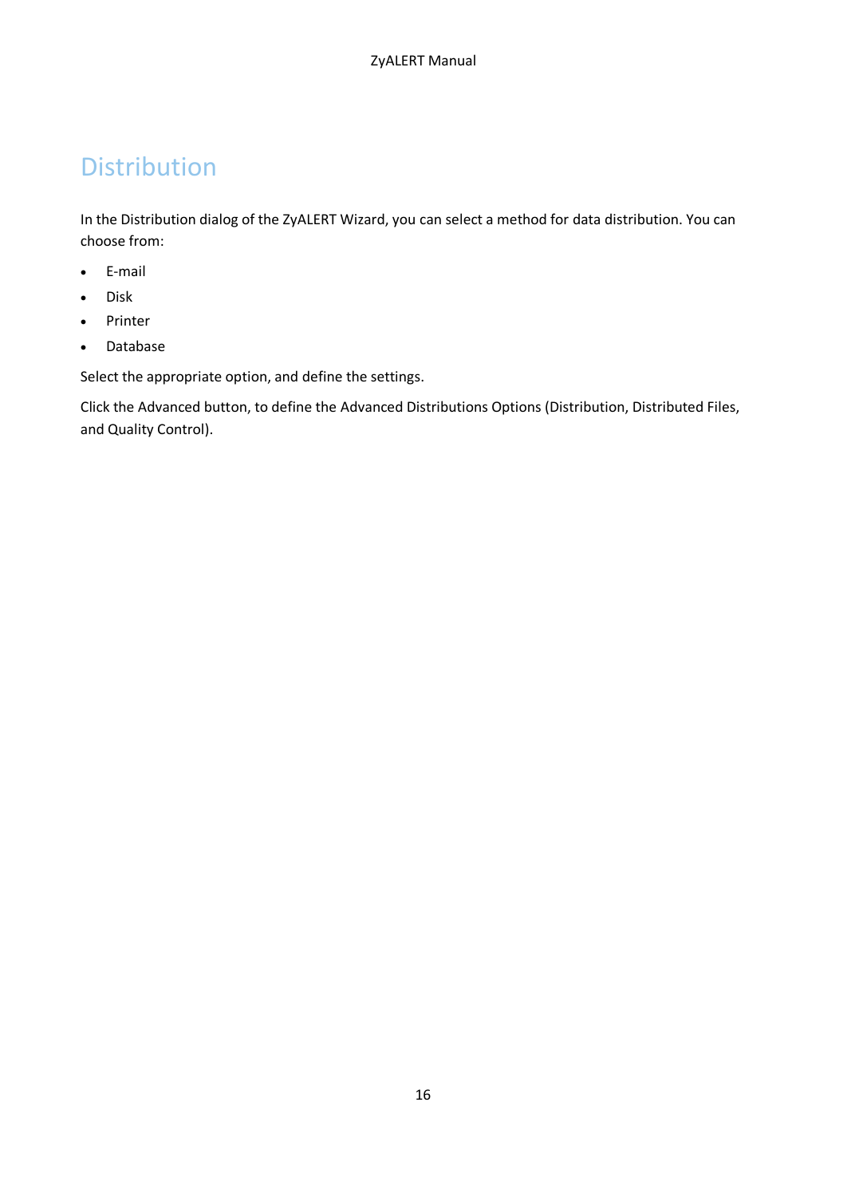# Distribution

In the Distribution dialog of the ZyALERT Wizard, you can select a method for data distribution. You can choose from:

- E-mail
- Disk
- Printer
- Database

Select the appropriate option, and define the settings.

Click the Advanced button, to define the Advanced Distributions Options (Distribution, Distributed Files, and Quality Control).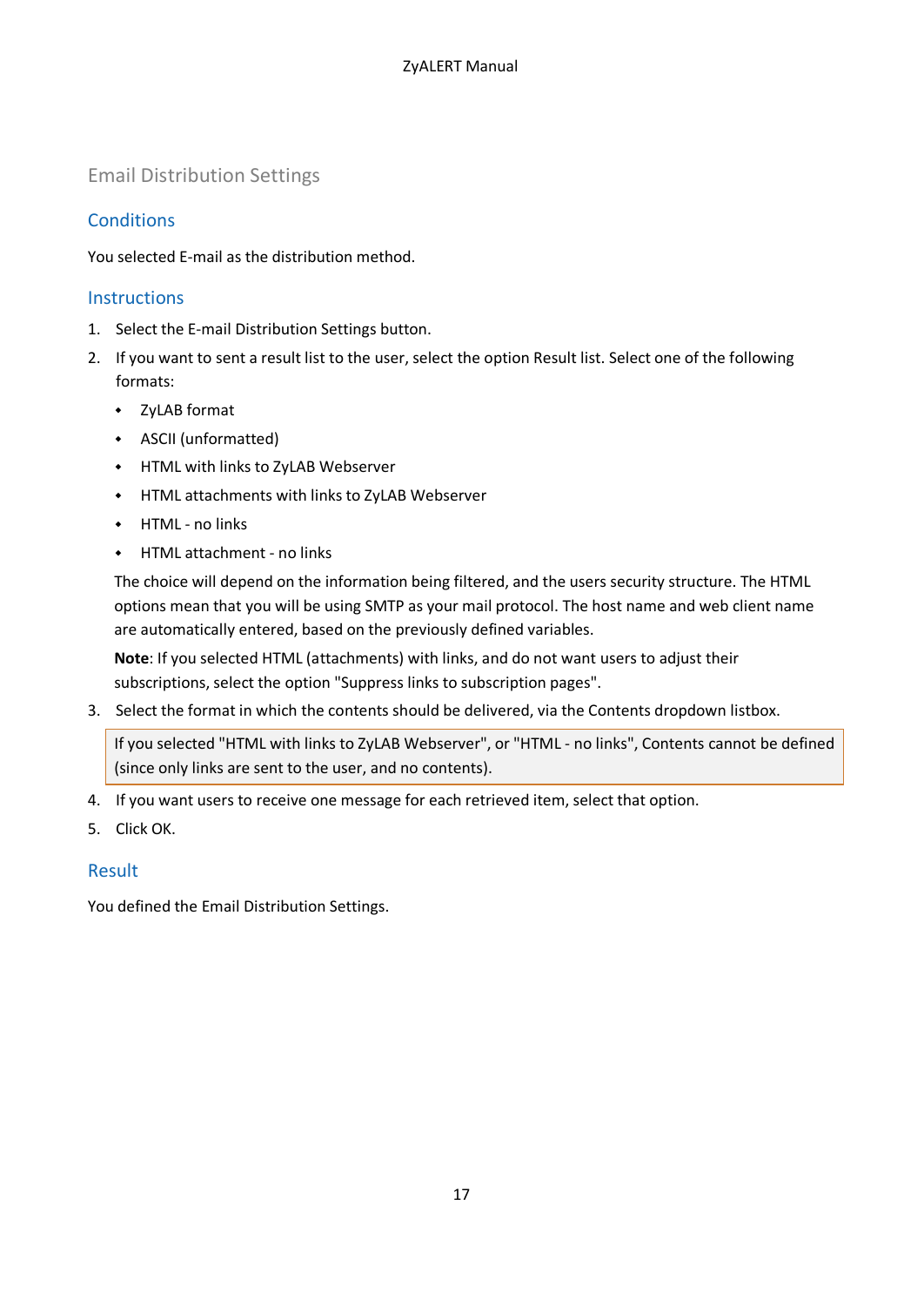## Email Distribution Settings

### Conditions

You selected E-mail as the distribution method.

### Instructions

1. Select the E-mail Distribution Settings button.
2. If you want to sent a result list to the user, select the option Result list. Select one of the following formats:
   - ZyLAB format
   - ASCII (unformatted)
   - HTML with links to ZyLAB Webserver
   - HTML attachments with links to ZyLAB Webserver
   - HTML - no links
   - HTML attachment - no links

   The choice will depend on the information being filtered, and the users security structure. The HTML options mean that you will be using SMTP as your mail protocol. The host name and web client name are automatically entered, based on the previously defined variables.

   **Note**: If you selected HTML (attachments) with links, and do not want users to adjust their subscriptions, select the option "Suppress links to subscription pages".
3. Select the format in which the contents should be delivered, via the Contents dropdown listbox.

   > If you selected "HTML with links to ZyLAB Webserver", or "HTML - no links", Contents cannot be defined (since only links are sent to the user, and no contents).

4. If you want users to receive one message for each retrieved item, select that option.
5. Click OK.

### Result

You defined the Email Distribution Settings.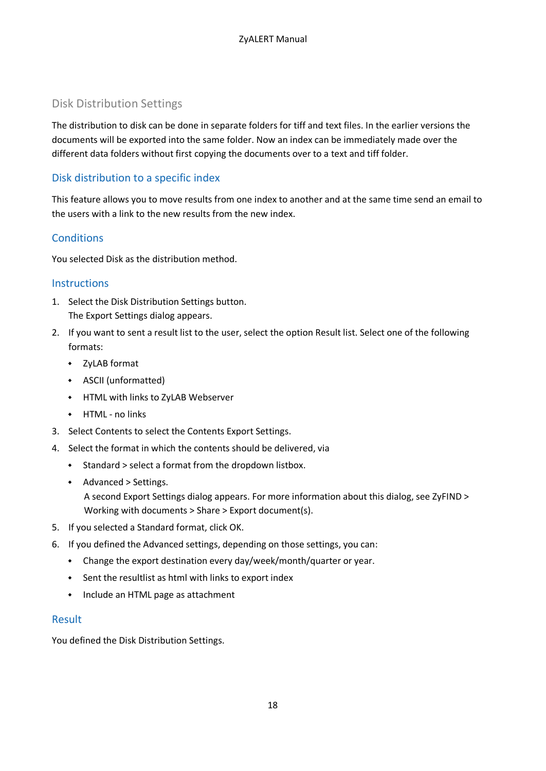## Disk Distribution Settings

The distribution to disk can be done in separate folders for tiff and text files. In the earlier versions the documents will be exported into the same folder. Now an index can be immediately made over the different data folders without first copying the documents over to a text and tiff folder.

### Disk distribution to a specific index

This feature allows you to move results from one index to another and at the same time send an email to the users with a link to the new results from the new index.

### Conditions

You selected Disk as the distribution method.

### Instructions

1. Select the Disk Distribution Settings button.
   The Export Settings dialog appears.
2. If you want to sent a result list to the user, select the option Result list. Select one of the following formats:
   - ZyLAB format
   - ASCII (unformatted)
   - HTML with links to ZyLAB Webserver
   - HTML - no links
3. Select Contents to select the Contents Export Settings.
4. Select the format in which the contents should be delivered, via
   - Standard > select a format from the dropdown listbox.
   - Advanced > Settings.
     A second Export Settings dialog appears. For more information about this dialog, see ZyFIND > Working with documents > Share > Export document(s).
5. If you selected a Standard format, click OK.
6. If you defined the Advanced settings, depending on those settings, you can:
   - Change the export destination every day/week/month/quarter or year.
   - Sent the resultlist as html with links to export index
   - Include an HTML page as attachment

### Result

You defined the Disk Distribution Settings.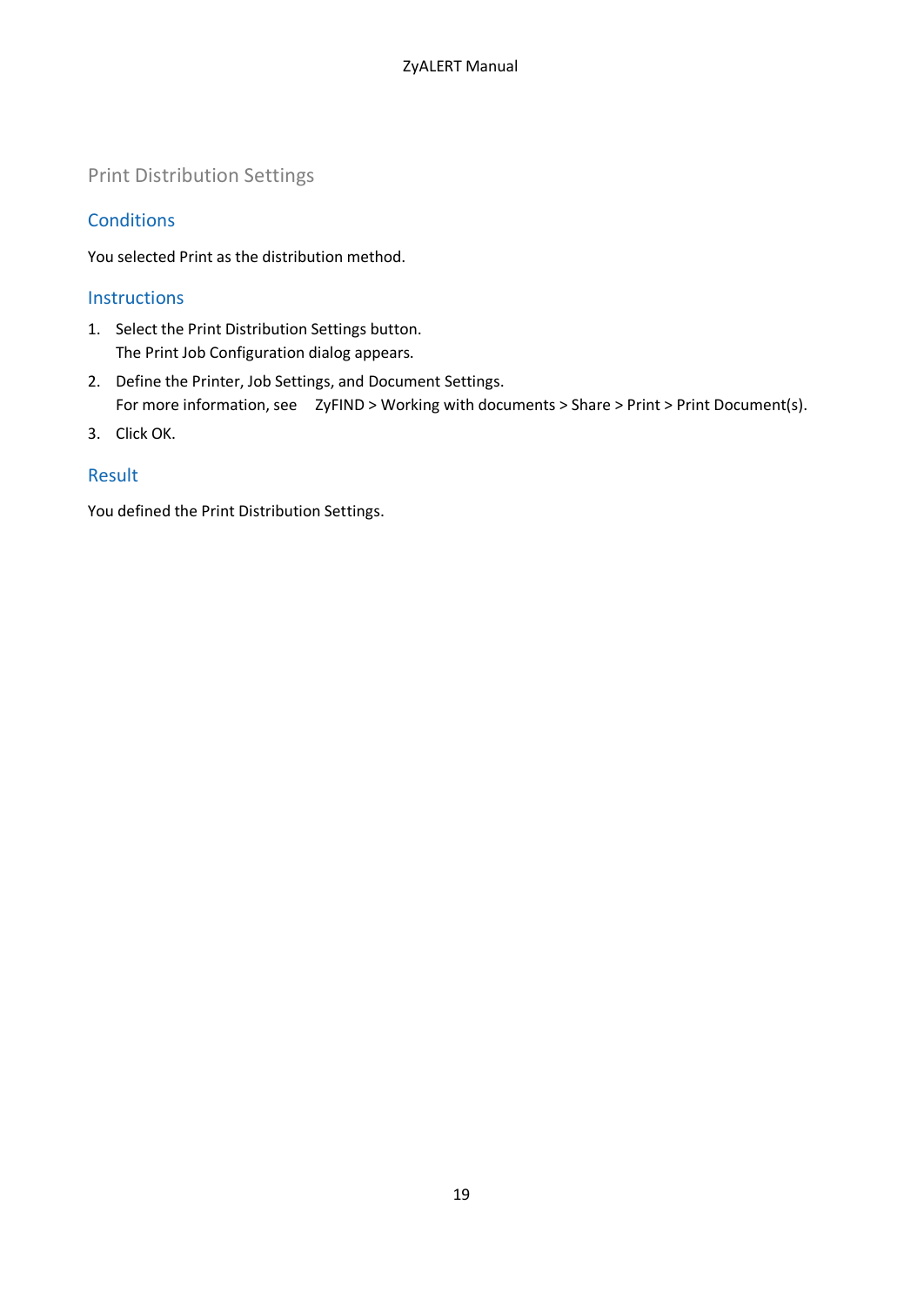## Print Distribution Settings

### Conditions

You selected Print as the distribution method.

### Instructions

1. Select the Print Distribution Settings button.
   The Print Job Configuration dialog appears.
2. Define the Printer, Job Settings, and Document Settings.
   For more information, see ZyFIND > Working with documents > Share > Print > Print Document(s).
3. Click OK.

### Result

You defined the Print Distribution Settings.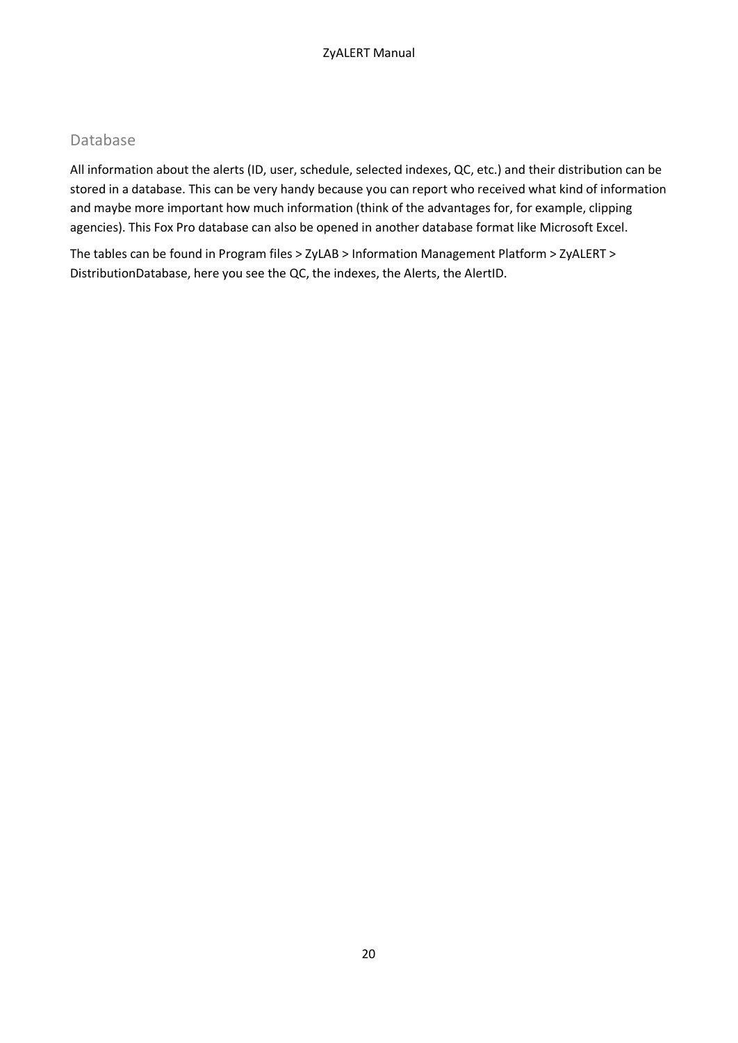## Database

All information about the alerts (ID, user, schedule, selected indexes, QC, etc.) and their distribution can be stored in a database. This can be very handy because you can report who received what kind of information and maybe more important how much information (think of the advantages for, for example, clipping agencies). This Fox Pro database can also be opened in another database format like Microsoft Excel.

The tables can be found in Program files > ZyLAB > Information Management Platform > ZyALERT > DistributionDatabase, here you see the QC, the indexes, the Alerts, the AlertID.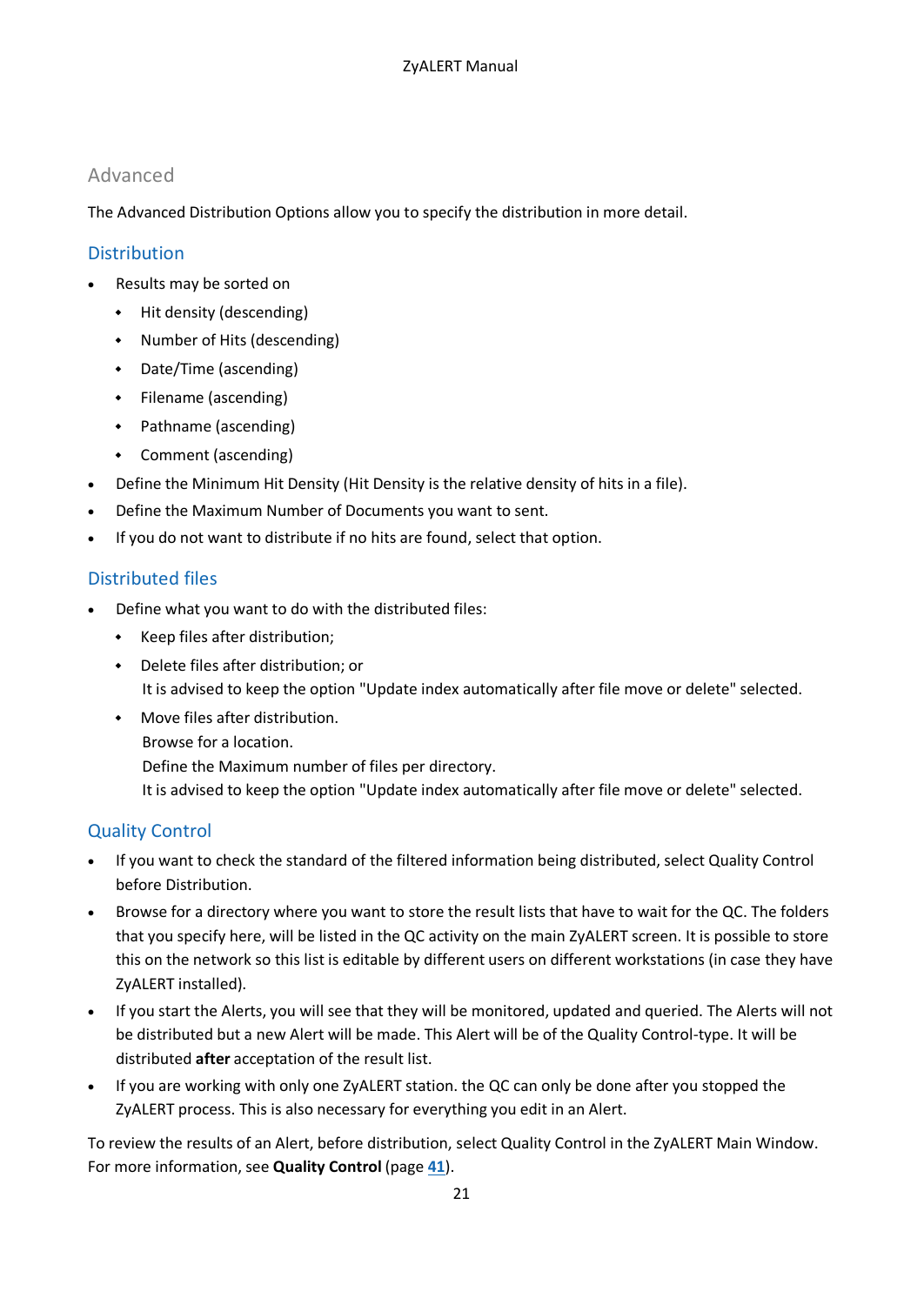## Advanced

The Advanced Distribution Options allow you to specify the distribution in more detail.

### Distribution

- Results may be sorted on
  - Hit density (descending)
  - Number of Hits (descending)
  - Date/Time (ascending)
  - Filename (ascending)
  - Pathname (ascending)
  - Comment (ascending)
- Define the Minimum Hit Density (Hit Density is the relative density of hits in a file).
- Define the Maximum Number of Documents you want to sent.
- If you do not want to distribute if no hits are found, select that option.

### Distributed files

- Define what you want to do with the distributed files:
  - Keep files after distribution;
  - Delete files after distribution; or  
    It is advised to keep the option "Update index automatically after file move or delete" selected.
  - Move files after distribution.  
    Browse for a location.  
    Define the Maximum number of files per directory.  
    It is advised to keep the option "Update index automatically after file move or delete" selected.

### Quality Control

- If you want to check the standard of the filtered information being distributed, select Quality Control before Distribution.
- Browse for a directory where you want to store the result lists that have to wait for the QC. The folders that you specify here, will be listed in the QC activity on the main ZyALERT screen. It is possible to store this on the network so this list is editable by different users on different workstations (in case they have ZyALERT installed).
- If you start the Alerts, you will see that they will be monitored, updated and queried. The Alerts will not be distributed but a new Alert will be made. This Alert will be of the Quality Control-type. It will be distributed **after** acceptation of the result list.
- If you are working with only one ZyALERT station. the QC can only be done after you stopped the ZyALERT process. This is also necessary for everything you edit in an Alert.

To review the results of an Alert, before distribution, select Quality Control in the ZyALERT Main Window. For more information, see **Quality Control** (page **41**).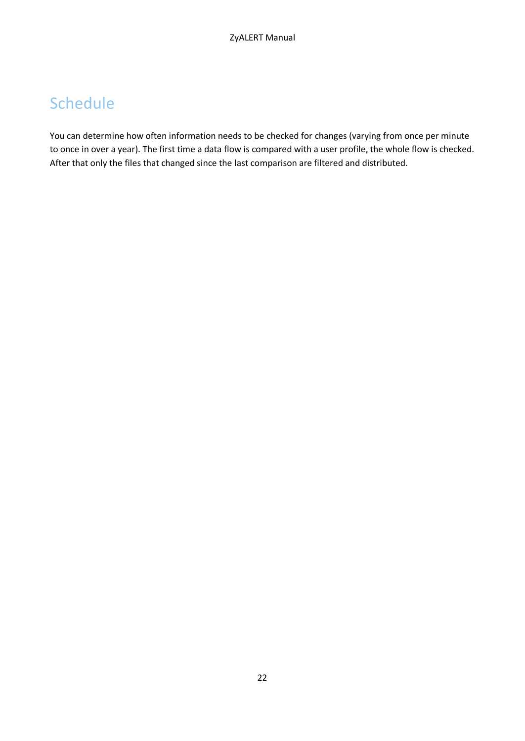# Schedule

You can determine how often information needs to be checked for changes (varying from once per minute to once in over a year). The first time a data flow is compared with a user profile, the whole flow is checked. After that only the files that changed since the last comparison are filtered and distributed.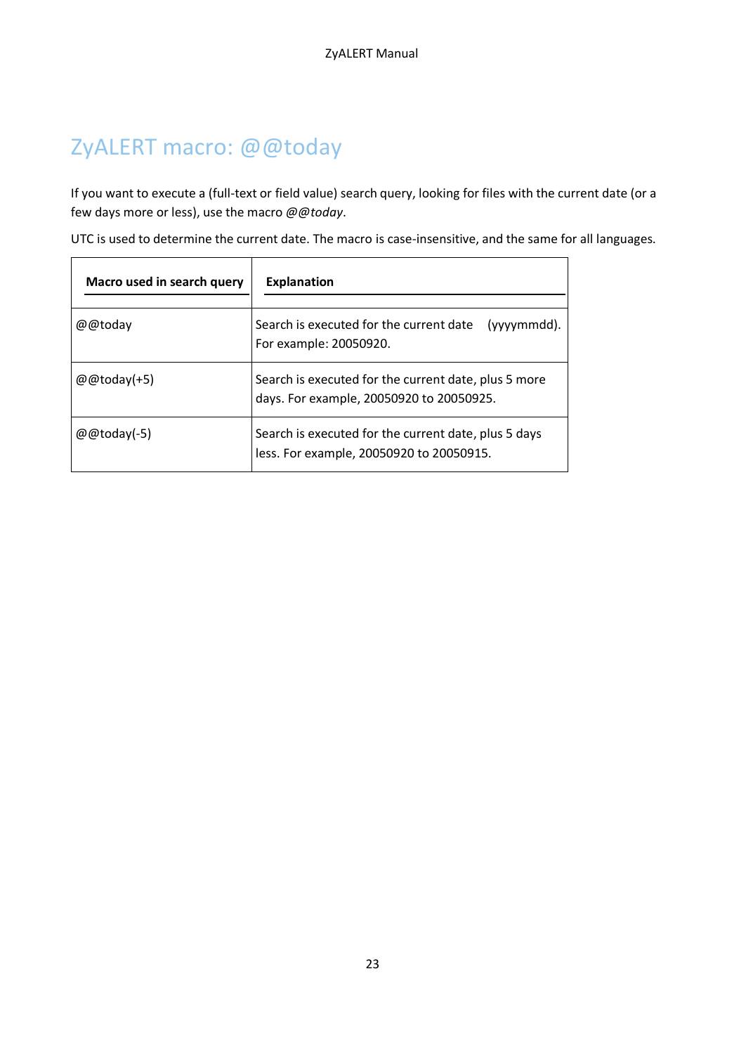# ZyALERT macro: @@today

If you want to execute a (full-text or field value) search query, looking for files with the current date (or a few days more or less), use the macro *@@today*.

UTC is used to determine the current date. The macro is case-insensitive, and the same for all languages.

| Macro used in search query | Explanation |
| --- | --- |
| @@today | Search is executed for the current date (yyyymmdd). For example: 20050920. |
| @@today(+5) | Search is executed for the current date, plus 5 more days. For example, 20050920 to 20050925. |
| @@today(-5) | Search is executed for the current date, plus 5 days less. For example, 20050920 to 20050915. |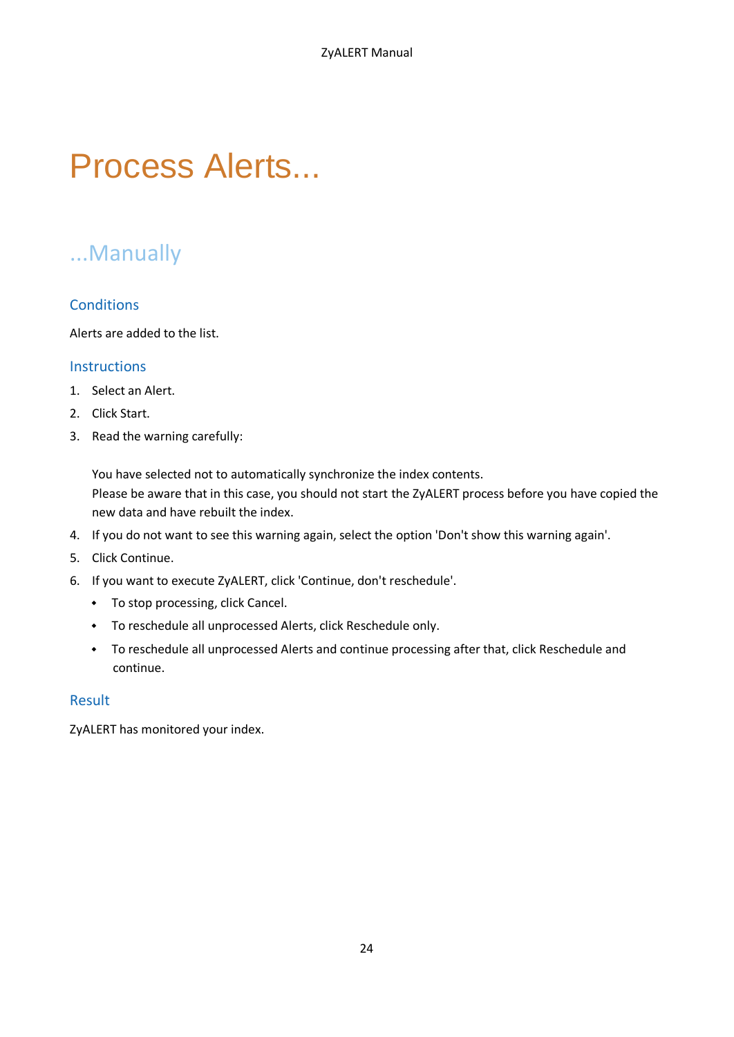# Process Alerts...

## ...Manually

### Conditions

Alerts are added to the list.

### Instructions

1. Select an Alert.
2. Click Start.
3. Read the warning carefully:

   You have selected not to automatically synchronize the index contents.
   Please be aware that in this case, you should not start the ZyALERT process before you have copied the new data and have rebuilt the index.
4. If you do not want to see this warning again, select the option 'Don't show this warning again'.
5. Click Continue.
6. If you want to execute ZyALERT, click 'Continue, don't reschedule'.
   - To stop processing, click Cancel.
   - To reschedule all unprocessed Alerts, click Reschedule only.
   - To reschedule all unprocessed Alerts and continue processing after that, click Reschedule and continue.

### Result

ZyALERT has monitored your index.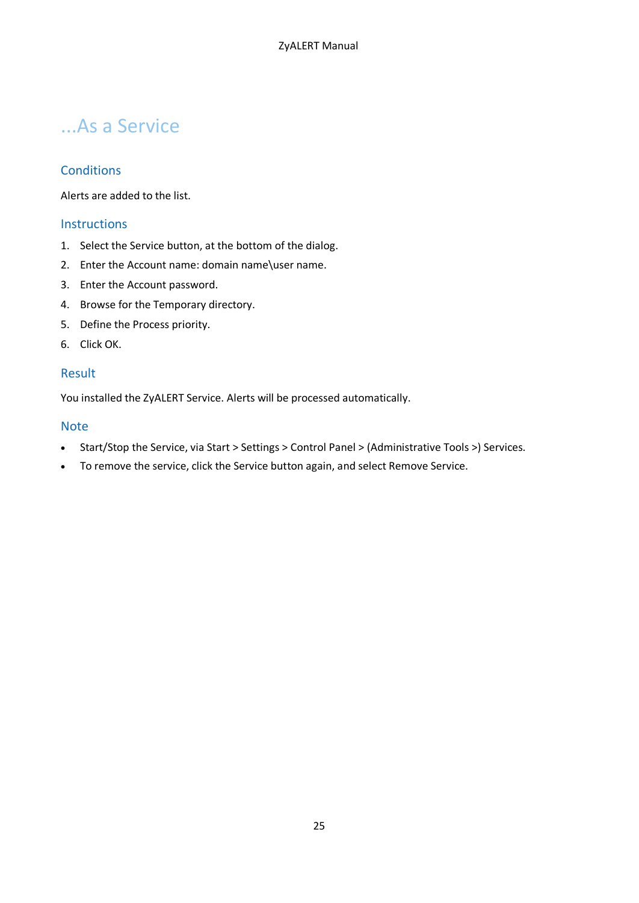# ...As a Service

## Conditions

Alerts are added to the list.

## Instructions

1. Select the Service button, at the bottom of the dialog.
2. Enter the Account name: domain name\user name.
3. Enter the Account password.
4. Browse for the Temporary directory.
5. Define the Process priority.
6. Click OK.

## Result

You installed the ZyALERT Service. Alerts will be processed automatically.

## Note

- Start/Stop the Service, via Start > Settings > Control Panel > (Administrative Tools >) Services.
- To remove the service, click the Service button again, and select Remove Service.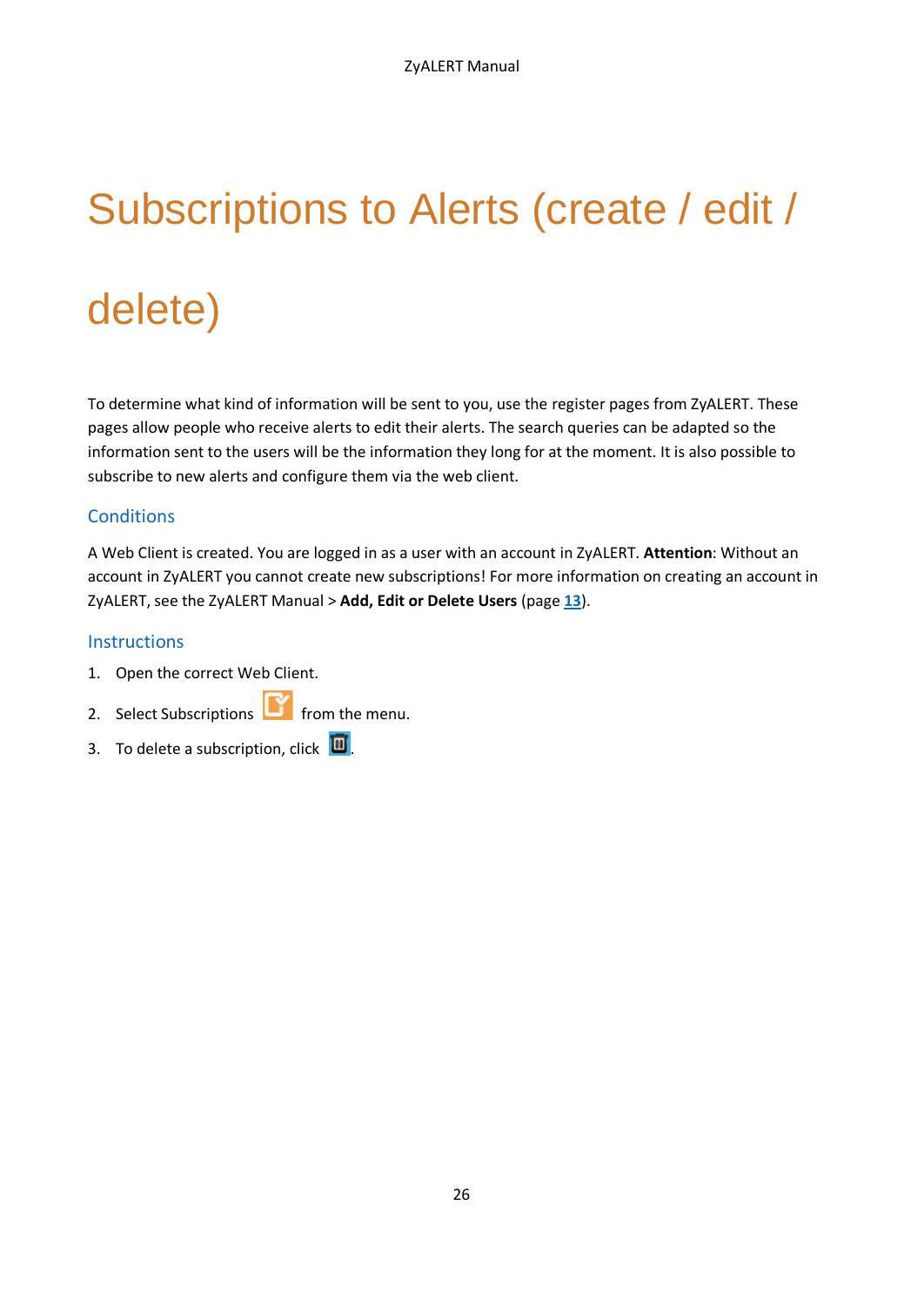# Subscriptions to Alerts (create / edit / delete)

To determine what kind of information will be sent to you, use the register pages from ZyALERT. These pages allow people who receive alerts to edit their alerts. The search queries can be adapted so the information sent to the users will be the information they long for at the moment. It is also possible to subscribe to new alerts and configure them via the web client.

## Conditions

A Web Client is created. You are logged in as a user with an account in ZyALERT. **Attention**: Without an account in ZyALERT you cannot create new subscriptions! For more information on creating an account in ZyALERT, see the ZyALERT Manual > **Add, Edit or Delete Users** (page 13).

## Instructions

1. Open the correct Web Client.
2. Select Subscriptions from the menu.
3. To delete a subscription, click .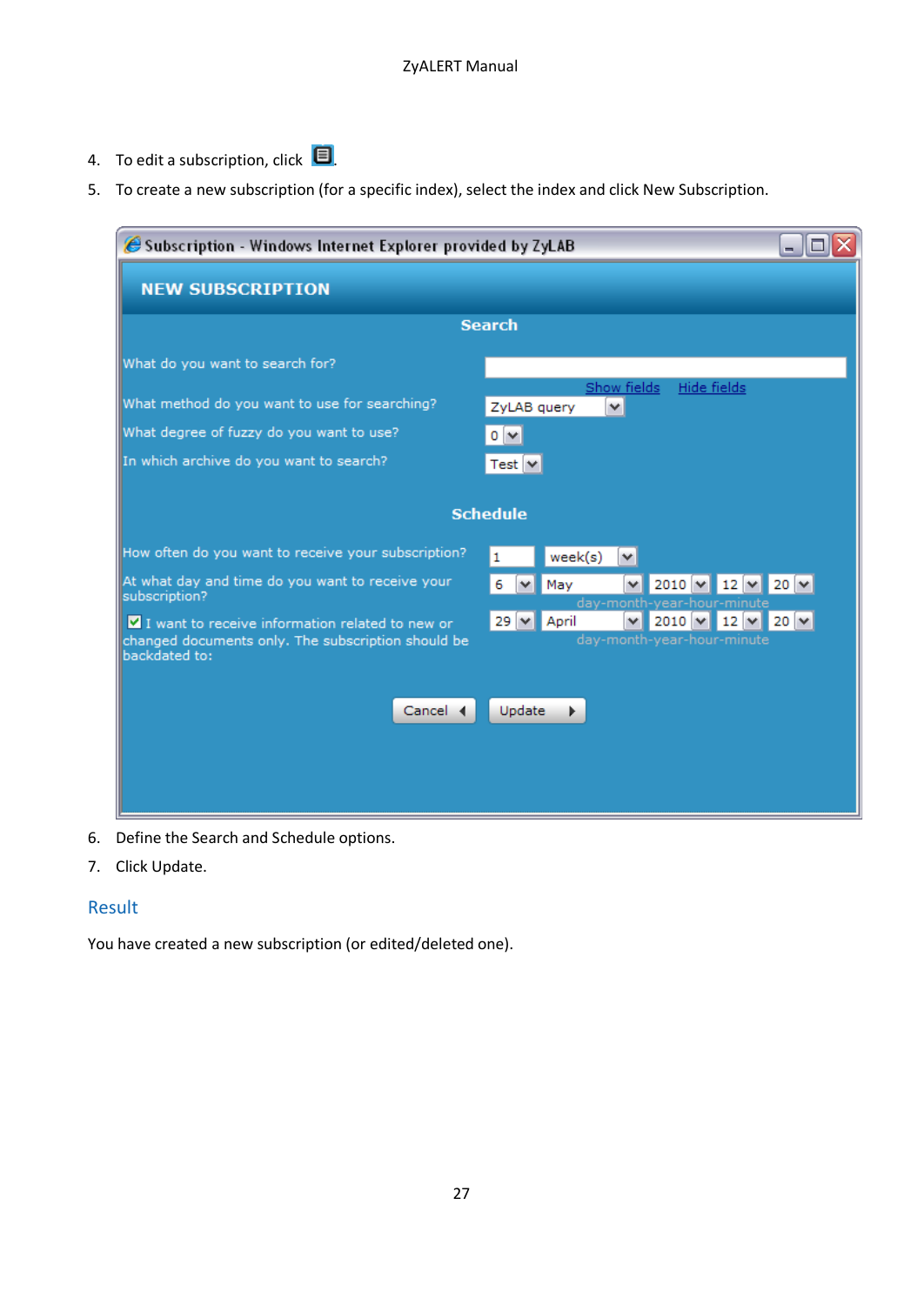4. To edit a subscription, click .
5. To create a new subscription (for a specific index), select the index and click New Subscription.

6. Define the Search and Schedule options.
7. Click Update.

## Result

You have created a new subscription (or edited/deleted one).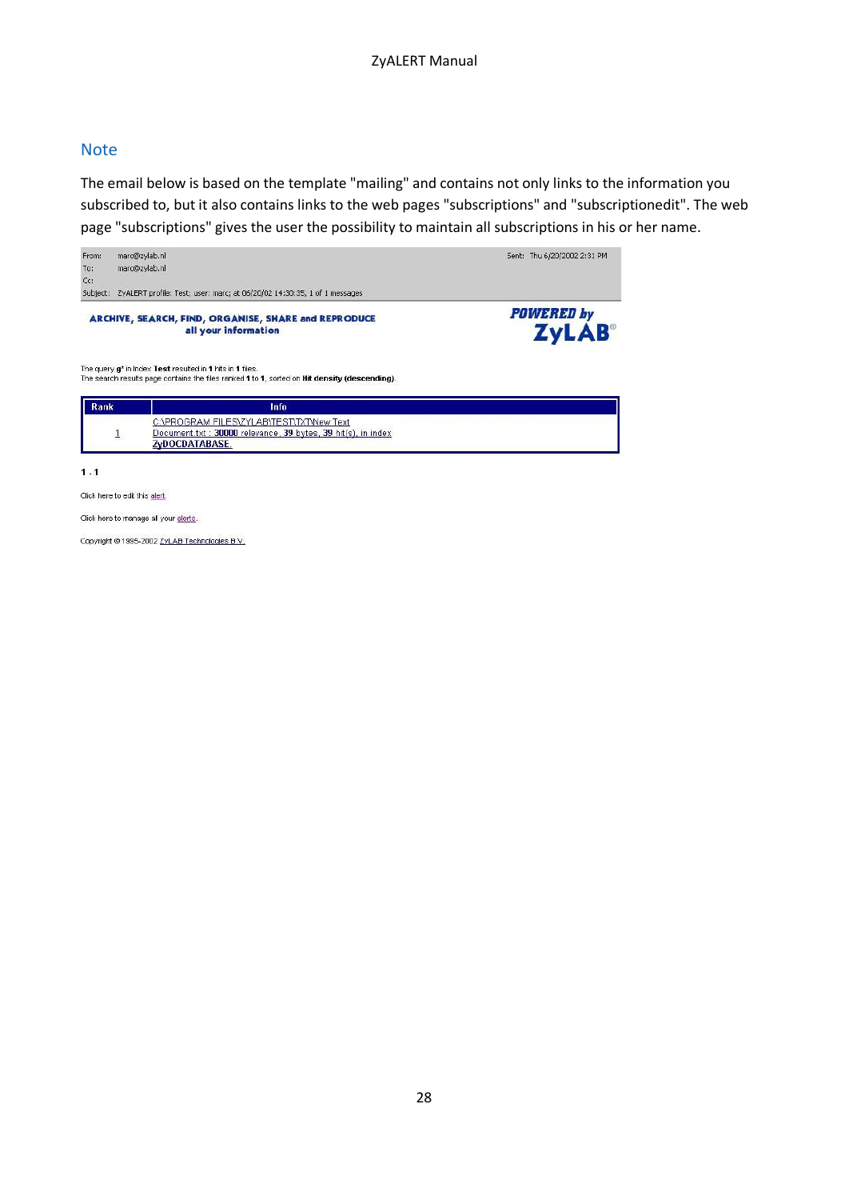## Note

The email below is based on the template "mailing" and contains not only links to the information you subscribed to, but it also contains links to the web pages "subscriptions" and "subscriptionedit". The web page "subscriptions" gives the user the possibility to maintain all subscriptions in his or her name.

From: marc@zylab.nl
To: marc@zylab.nl
Cc:
Subject: ZyALERT profile: Test; user: marc; at 06/20/02 14:30:35, 1 of 1 messages

Sent: Thu 6/20/2002 2:31 PM

**ARCHIVE, SEARCH, FIND, ORGANISE, SHARE and REPRODUCE all your information**

**POWERED by ZyLAB®**

The query **g*** in index **Test** resulted in **1** hits in **1** files.
The search results page contains the files ranked **1** to **1**, sorted on **Hit density (descending)**.

| Rank | Info |
|---|---|
| 1 | C:\PROGRAM FILES\ZYLAB\TEST\TXT\New Text Document.txt : **30000** relevance, **39** bytes, **39** hit(s), in index **ZyDOCDATABASE**. |

**1 . 1**

Click here to edit this alert.

Click here to manage all your alerts.

Copyright © 1995-2002 ZyLAB Technologies B.V.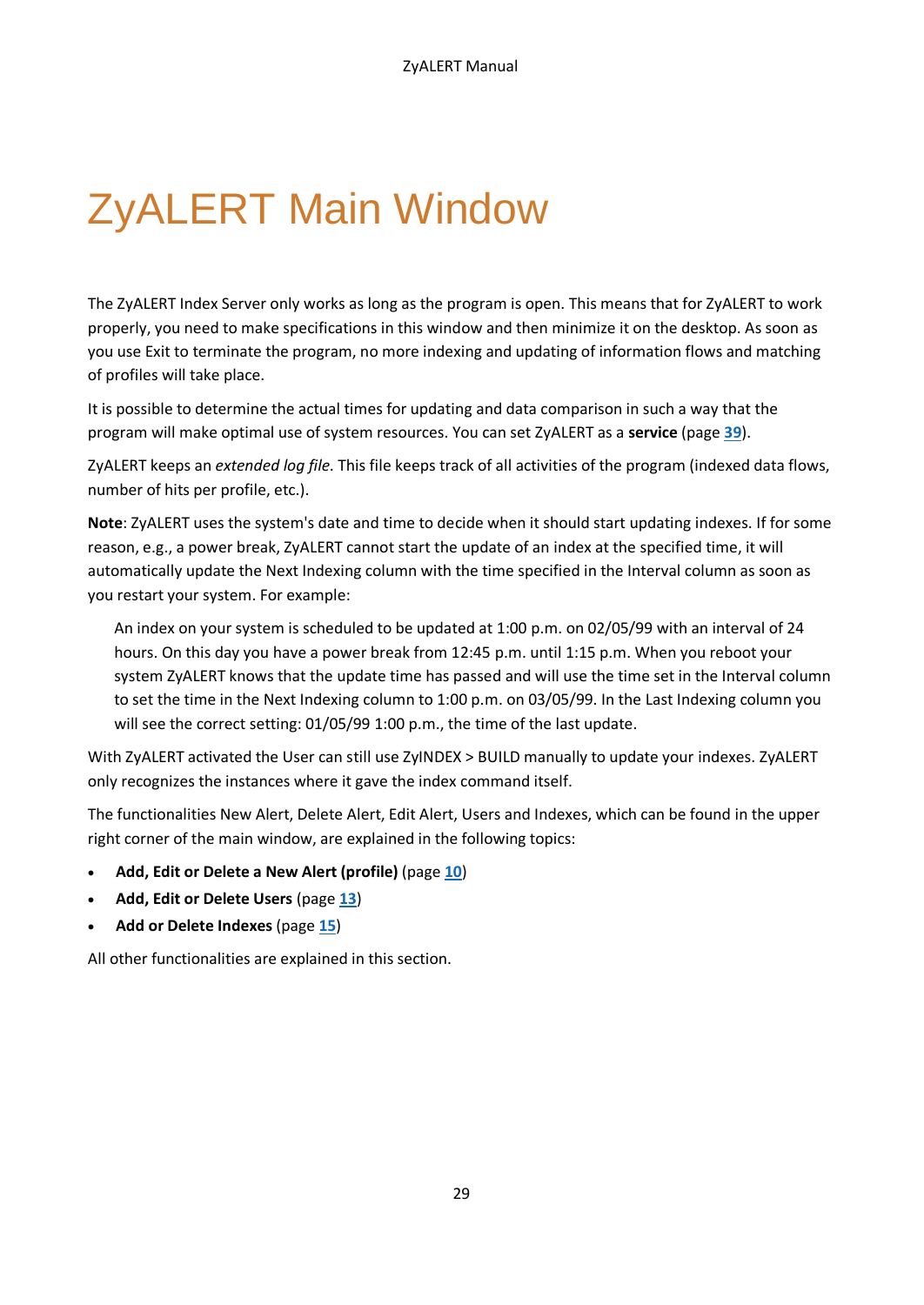# ZyALERT Main Window

The ZyALERT Index Server only works as long as the program is open. This means that for ZyALERT to work properly, you need to make specifications in this window and then minimize it on the desktop. As soon as you use Exit to terminate the program, no more indexing and updating of information flows and matching of profiles will take place.

It is possible to determine the actual times for updating and data comparison in such a way that the program will make optimal use of system resources. You can set ZyALERT as a **service** (page 39).

ZyALERT keeps an *extended log file*. This file keeps track of all activities of the program (indexed data flows, number of hits per profile, etc.).

**Note**: ZyALERT uses the system's date and time to decide when it should start updating indexes. If for some reason, e.g., a power break, ZyALERT cannot start the update of an index at the specified time, it will automatically update the Next Indexing column with the time specified in the Interval column as soon as you restart your system. For example:

> An index on your system is scheduled to be updated at 1:00 p.m. on 02/05/99 with an interval of 24 hours. On this day you have a power break from 12:45 p.m. until 1:15 p.m. When you reboot your system ZyALERT knows that the update time has passed and will use the time set in the Interval column to set the time in the Next Indexing column to 1:00 p.m. on 03/05/99. In the Last Indexing column you will see the correct setting: 01/05/99 1:00 p.m., the time of the last update.

With ZyALERT activated the User can still use ZyINDEX > BUILD manually to update your indexes. ZyALERT only recognizes the instances where it gave the index command itself.

The functionalities New Alert, Delete Alert, Edit Alert, Users and Indexes, which can be found in the upper right corner of the main window, are explained in the following topics:

- **Add, Edit or Delete a New Alert (profile)** (page 10)
- **Add, Edit or Delete Users** (page 13)
- **Add or Delete Indexes** (page 15)

All other functionalities are explained in this section.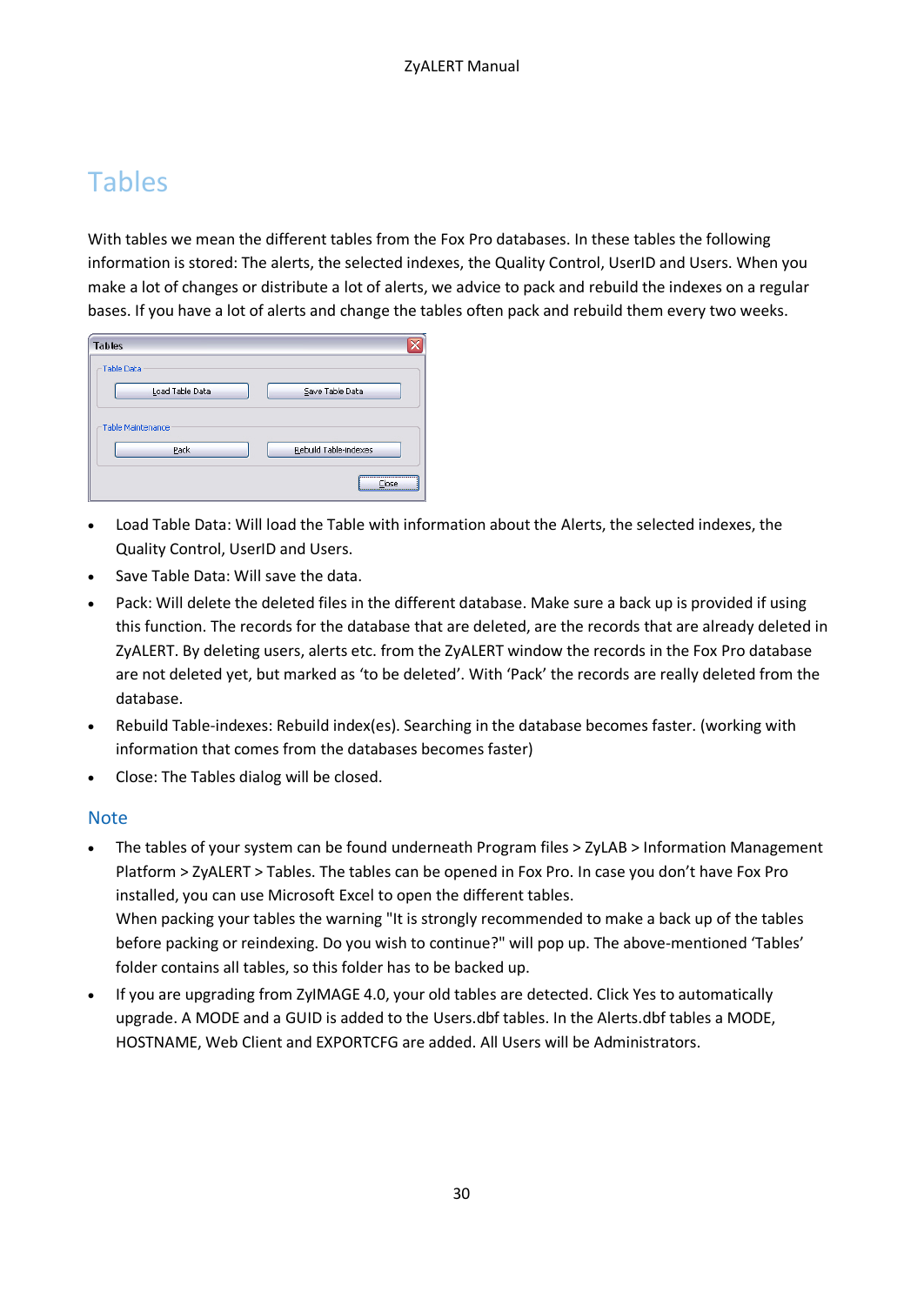# Tables

With tables we mean the different tables from the Fox Pro databases. In these tables the following information is stored: The alerts, the selected indexes, the Quality Control, UserID and Users. When you make a lot of changes or distribute a lot of alerts, we advice to pack and rebuild the indexes on a regular bases. If you have a lot of alerts and change the tables often pack and rebuild them every two weeks.

- Load Table Data: Will load the Table with information about the Alerts, the selected indexes, the Quality Control, UserID and Users.
- Save Table Data: Will save the data.
- Pack: Will delete the deleted files in the different database. Make sure a back up is provided if using this function. The records for the database that are deleted, are the records that are already deleted in ZyALERT. By deleting users, alerts etc. from the ZyALERT window the records in the Fox Pro database are not deleted yet, but marked as 'to be deleted'. With 'Pack' the records are really deleted from the database.
- Rebuild Table-indexes: Rebuild index(es). Searching in the database becomes faster. (working with information that comes from the databases becomes faster)
- Close: The Tables dialog will be closed.

## Note

- The tables of your system can be found underneath Program files > ZyLAB > Information Management Platform > ZyALERT > Tables. The tables can be opened in Fox Pro. In case you don't have Fox Pro installed, you can use Microsoft Excel to open the different tables.
  When packing your tables the warning "It is strongly recommended to make a back up of the tables before packing or reindexing. Do you wish to continue?" will pop up. The above-mentioned 'Tables' folder contains all tables, so this folder has to be backed up.
- If you are upgrading from ZyIMAGE 4.0, your old tables are detected. Click Yes to automatically upgrade. A MODE and a GUID is added to the Users.dbf tables. In the Alerts.dbf tables a MODE, HOSTNAME, Web Client and EXPORTCFG are added. All Users will be Administrators.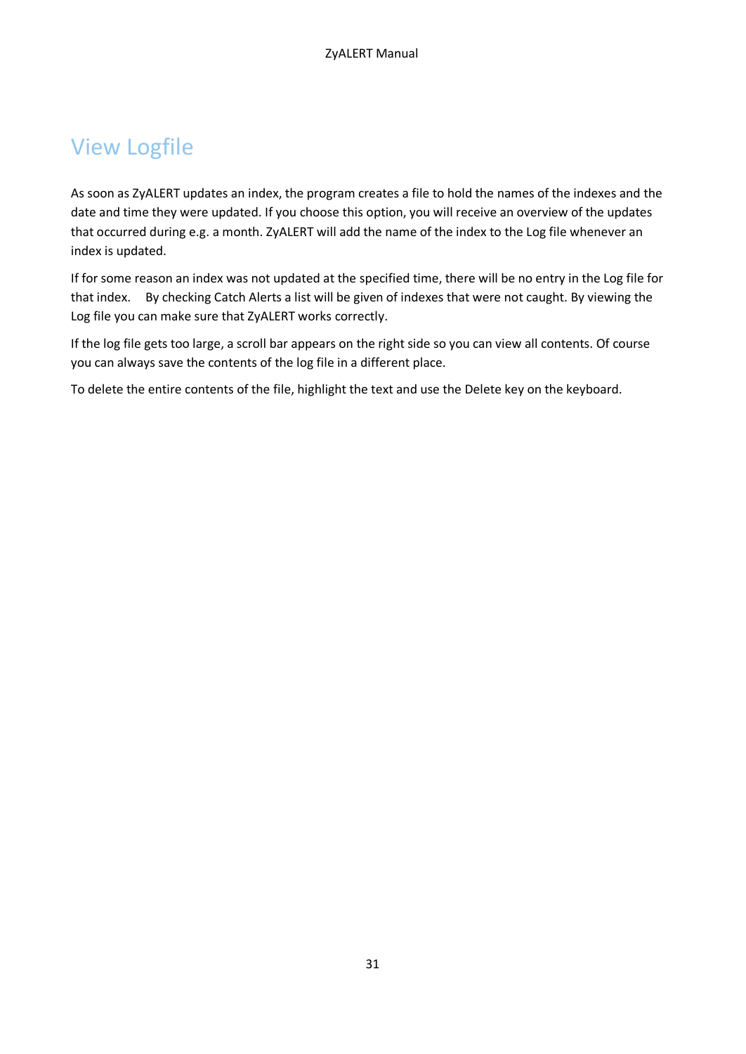# View Logfile

As soon as ZyALERT updates an index, the program creates a file to hold the names of the indexes and the date and time they were updated. If you choose this option, you will receive an overview of the updates that occurred during e.g. a month. ZyALERT will add the name of the index to the Log file whenever an index is updated.

If for some reason an index was not updated at the specified time, there will be no entry in the Log file for that index. By checking Catch Alerts a list will be given of indexes that were not caught. By viewing the Log file you can make sure that ZyALERT works correctly.

If the log file gets too large, a scroll bar appears on the right side so you can view all contents. Of course you can always save the contents of the log file in a different place.

To delete the entire contents of the file, highlight the text and use the Delete key on the keyboard.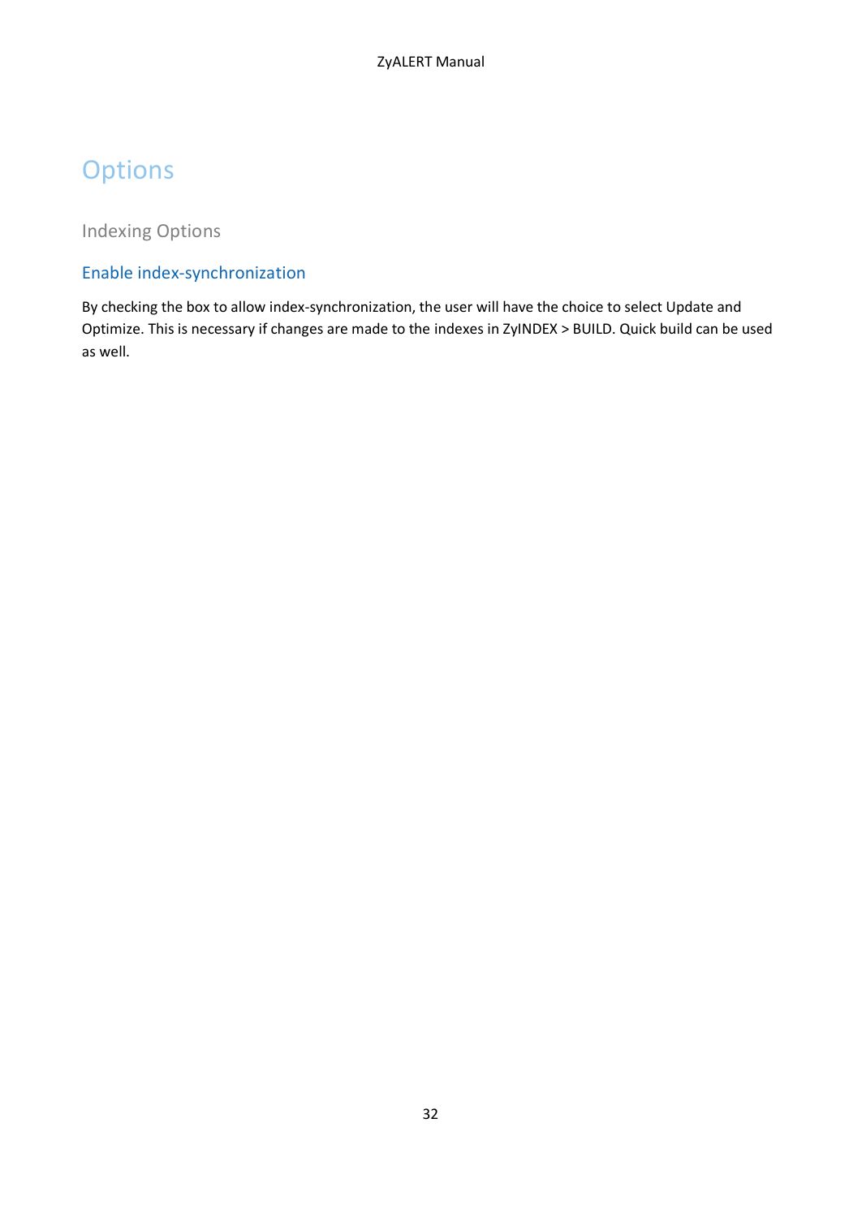# Options

## Indexing Options

### Enable index-synchronization

By checking the box to allow index-synchronization, the user will have the choice to select Update and Optimize. This is necessary if changes are made to the indexes in ZyINDEX > BUILD. Quick build can be used as well.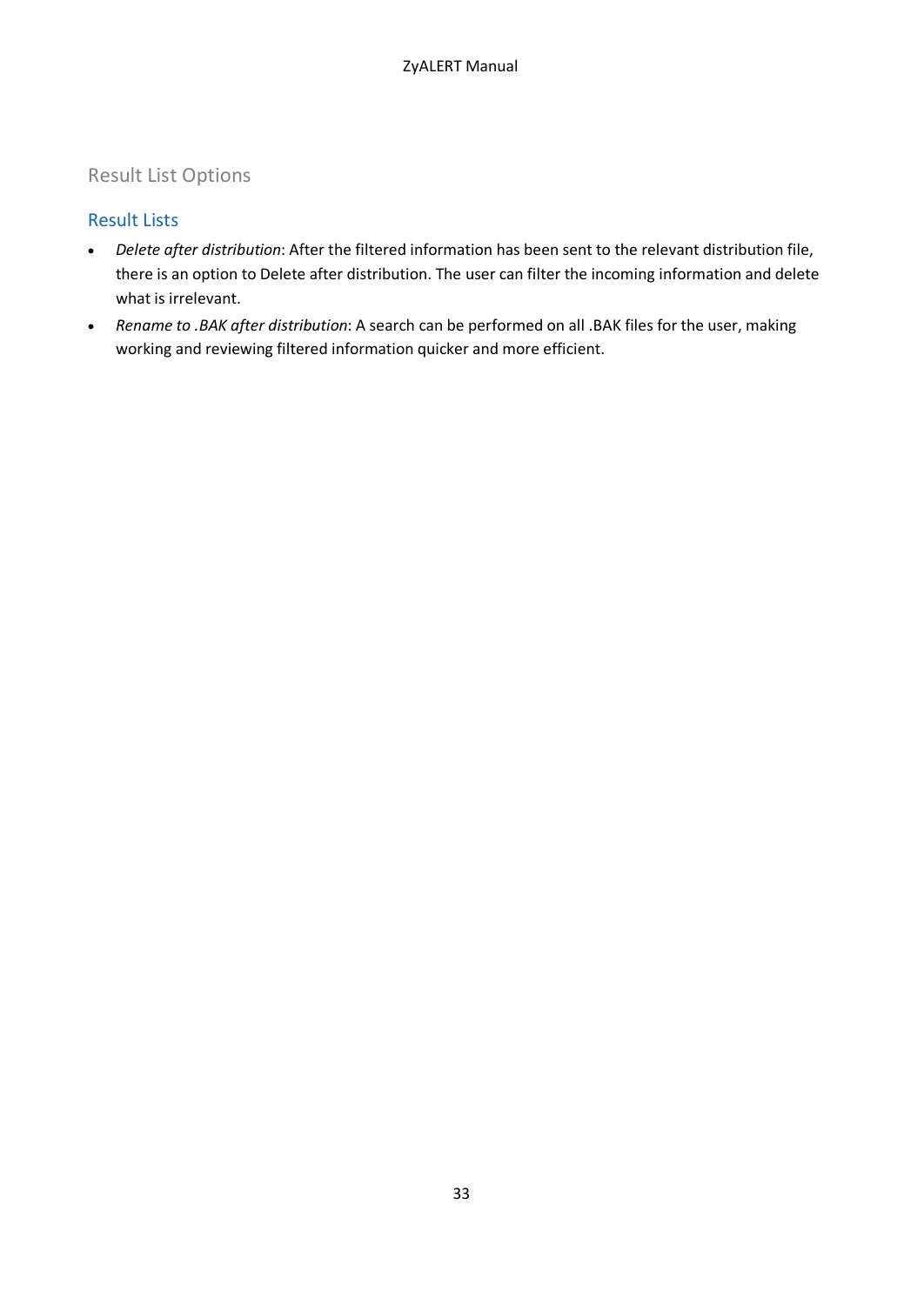## Result List Options

### Result Lists

- *Delete after distribution*: After the filtered information has been sent to the relevant distribution file, there is an option to Delete after distribution. The user can filter the incoming information and delete what is irrelevant.
- *Rename to .BAK after distribution*: A search can be performed on all .BAK files for the user, making working and reviewing filtered information quicker and more efficient.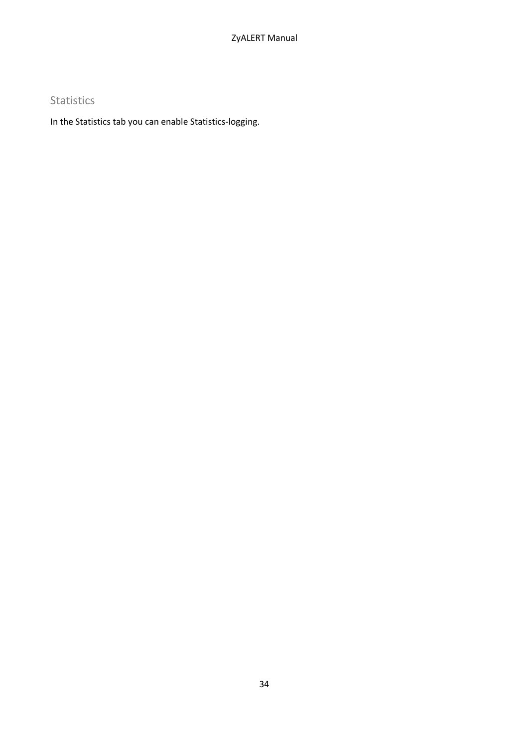## Statistics

In the Statistics tab you can enable Statistics-logging.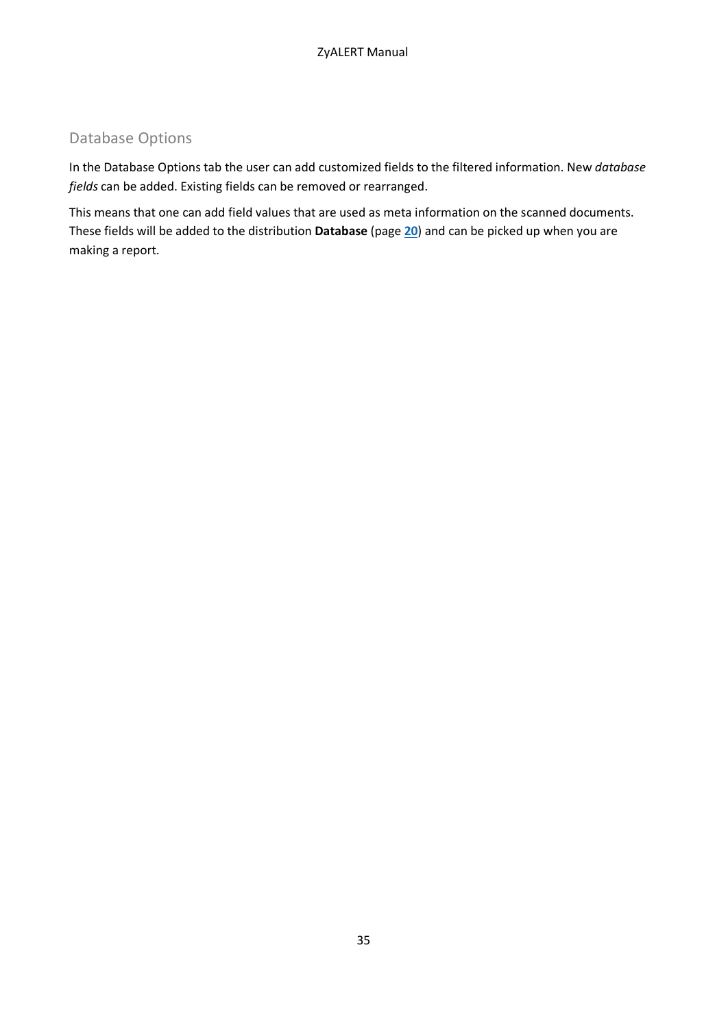## Database Options

In the Database Options tab the user can add customized fields to the filtered information. New *database fields* can be added. Existing fields can be removed or rearranged.

This means that one can add field values that are used as meta information on the scanned documents. These fields will be added to the distribution **Database** (page **20**) and can be picked up when you are making a report.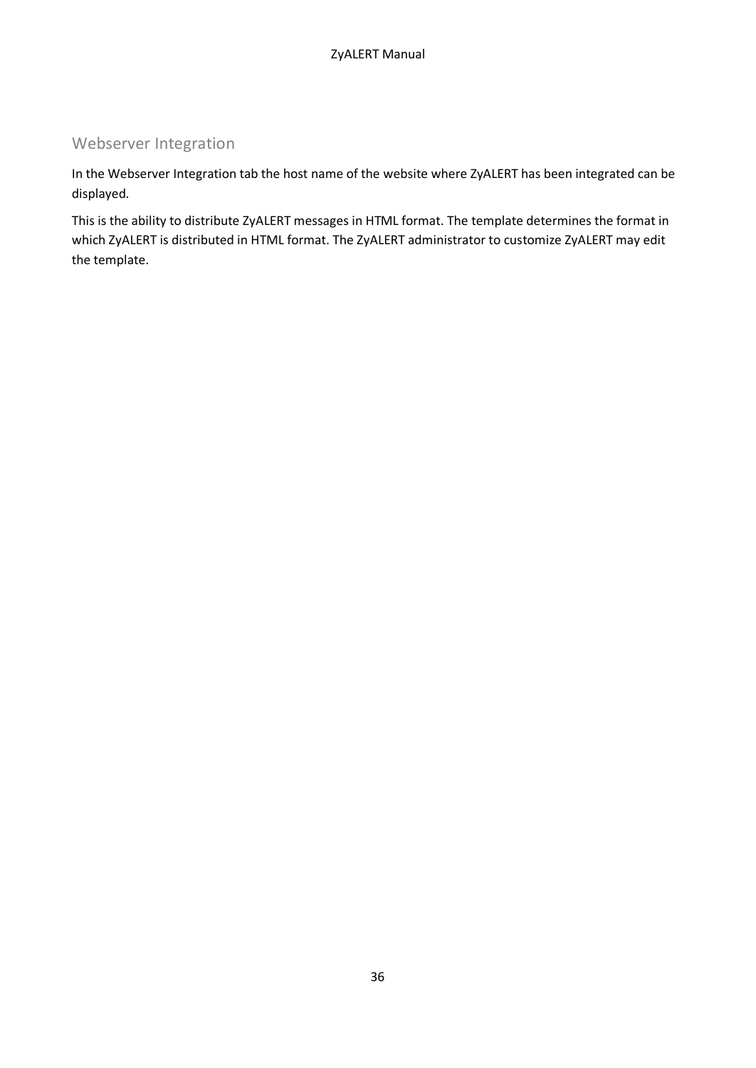## Webserver Integration

In the Webserver Integration tab the host name of the website where ZyALERT has been integrated can be displayed.

This is the ability to distribute ZyALERT messages in HTML format. The template determines the format in which ZyALERT is distributed in HTML format. The ZyALERT administrator to customize ZyALERT may edit the template.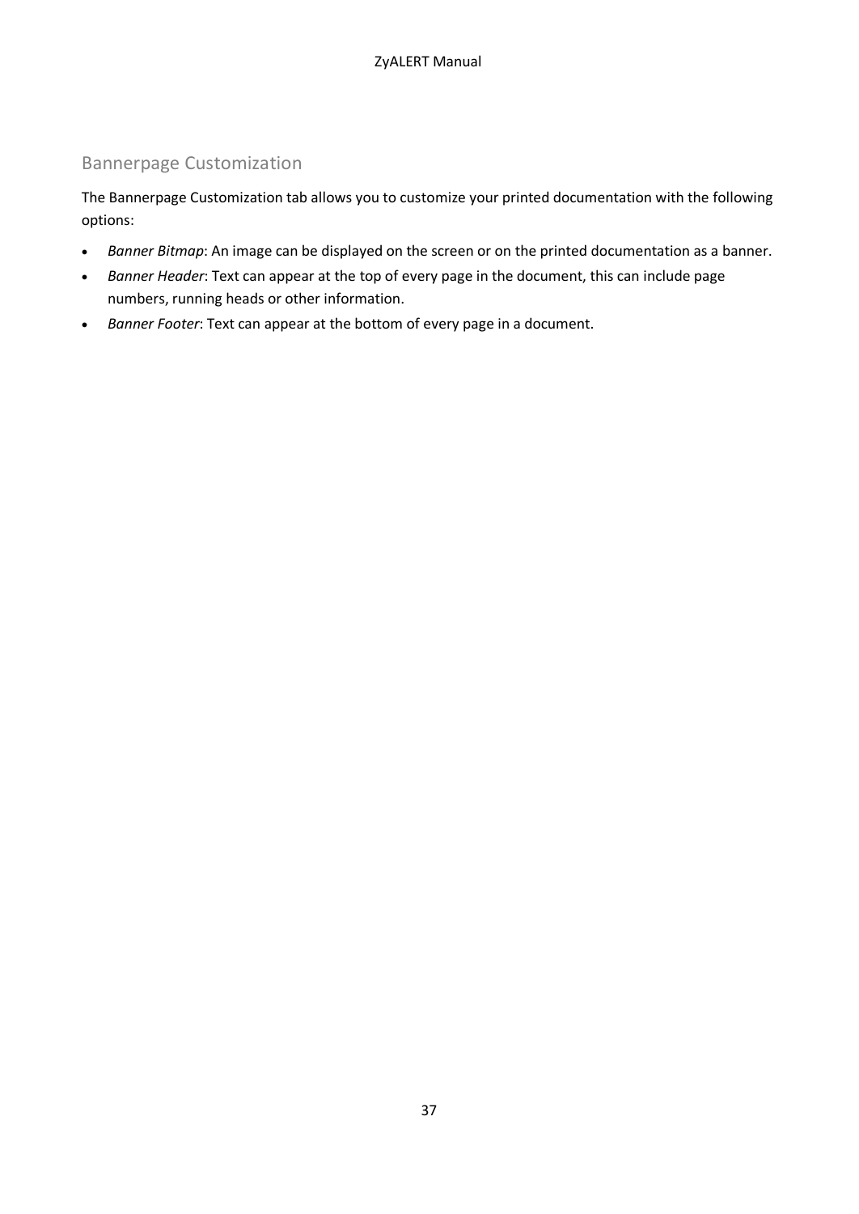## Bannerpage Customization

The Bannerpage Customization tab allows you to customize your printed documentation with the following options:

- *Banner Bitmap*: An image can be displayed on the screen or on the printed documentation as a banner.
- *Banner Header*: Text can appear at the top of every page in the document, this can include page numbers, running heads or other information.
- *Banner Footer*: Text can appear at the bottom of every page in a document.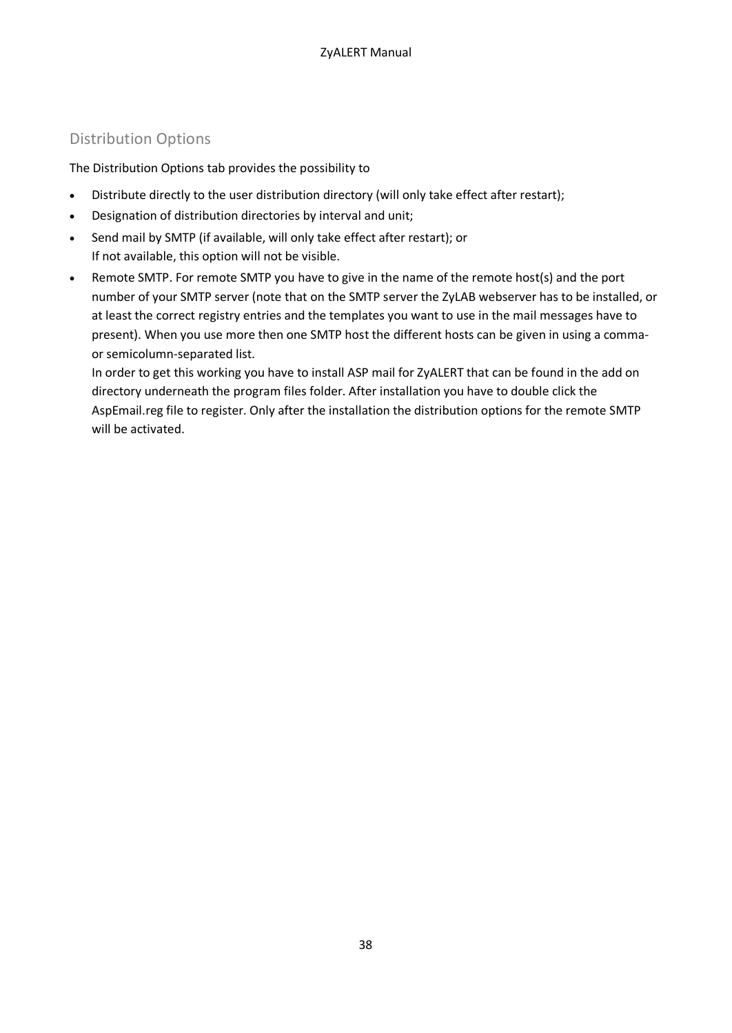## Distribution Options

The Distribution Options tab provides the possibility to

- Distribute directly to the user distribution directory (will only take effect after restart);
- Designation of distribution directories by interval and unit;
- Send mail by SMTP (if available, will only take effect after restart); or
  If not available, this option will not be visible.
- Remote SMTP. For remote SMTP you have to give in the name of the remote host(s) and the port number of your SMTP server (note that on the SMTP server the ZyLAB webserver has to be installed, or at least the correct registry entries and the templates you want to use in the mail messages have to present). When you use more then one SMTP host the different hosts can be given in using a comma- or semicolumn-separated list.
  In order to get this working you have to install ASP mail for ZyALERT that can be found in the add on directory underneath the program files folder. After installation you have to double click the AspEmail.reg file to register. Only after the installation the distribution options for the remote SMTP will be activated.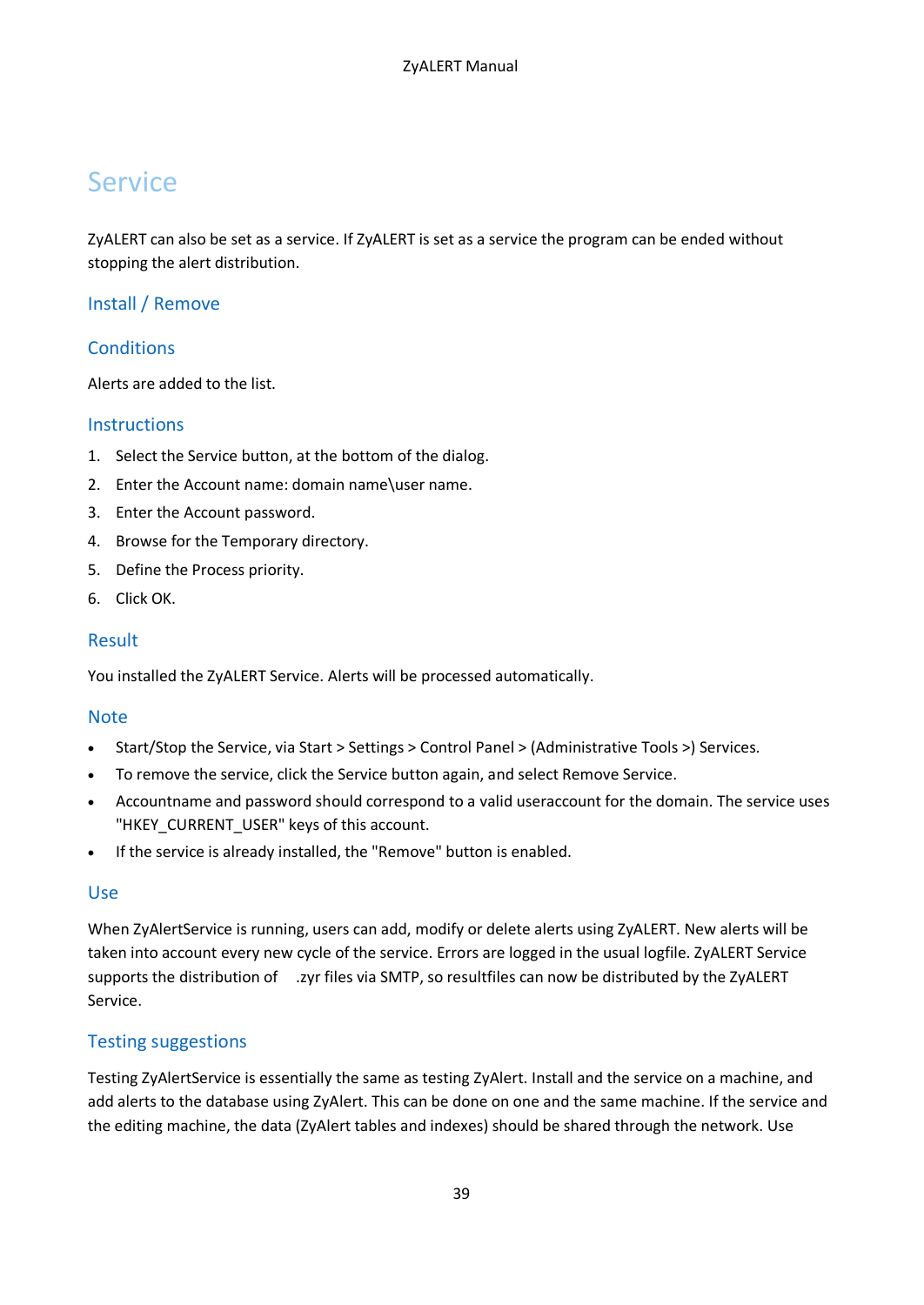# Service

ZyALERT can also be set as a service. If ZyALERT is set as a service the program can be ended without stopping the alert distribution.

## Install / Remove

### Conditions

Alerts are added to the list.

### Instructions

1. Select the Service button, at the bottom of the dialog.
2. Enter the Account name: domain name\user name.
3. Enter the Account password.
4. Browse for the Temporary directory.
5. Define the Process priority.
6. Click OK.

### Result

You installed the ZyALERT Service. Alerts will be processed automatically.

### Note

- Start/Stop the Service, via Start > Settings > Control Panel > (Administrative Tools >) Services.
- To remove the service, click the Service button again, and select Remove Service.
- Accountname and password should correspond to a valid useraccount for the domain. The service uses "HKEY_CURRENT_USER" keys of this account.
- If the service is already installed, the "Remove" button is enabled.

## Use

When ZyAlertService is running, users can add, modify or delete alerts using ZyALERT. New alerts will be taken into account every new cycle of the service. Errors are logged in the usual logfile. ZyALERT Service supports the distribution of .zyr files via SMTP, so resultfiles can now be distributed by the ZyALERT Service.

## Testing suggestions

Testing ZyAlertService is essentially the same as testing ZyAlert. Install and the service on a machine, and add alerts to the database using ZyAlert. This can be done on one and the same machine. If the service and the editing machine, the data (ZyAlert tables and indexes) should be shared through the network. Use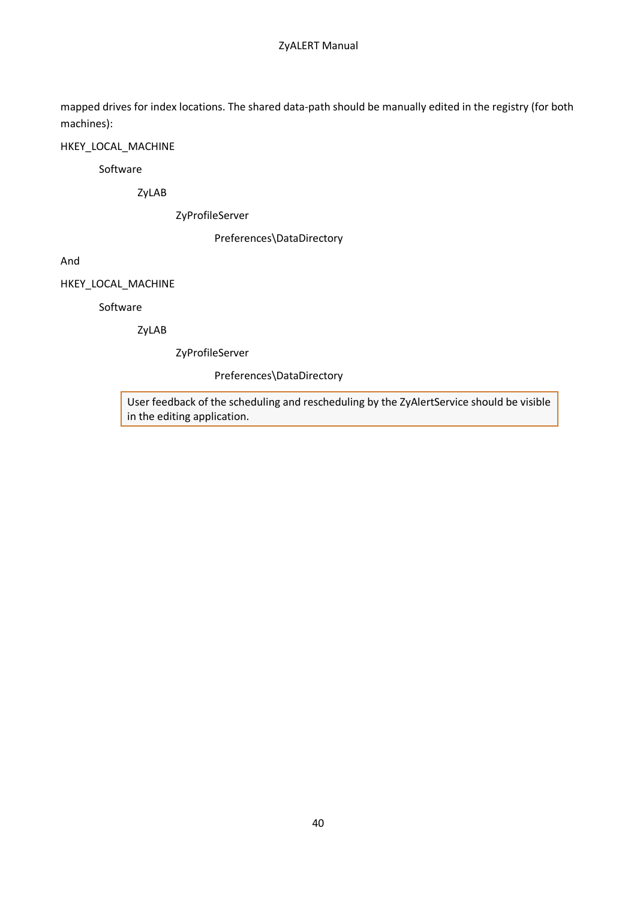mapped drives for index locations. The shared data-path should be manually edited in the registry (for both machines):

HKEY_LOCAL_MACHINE

  Software

    ZyLAB

      ZyProfileServer

        Preferences\DataDirectory

And

HKEY_LOCAL_MACHINE

  Software

    ZyLAB

      ZyProfileServer

        Preferences\DataDirectory

> User feedback of the scheduling and rescheduling by the ZyAlertService should be visible in the editing application.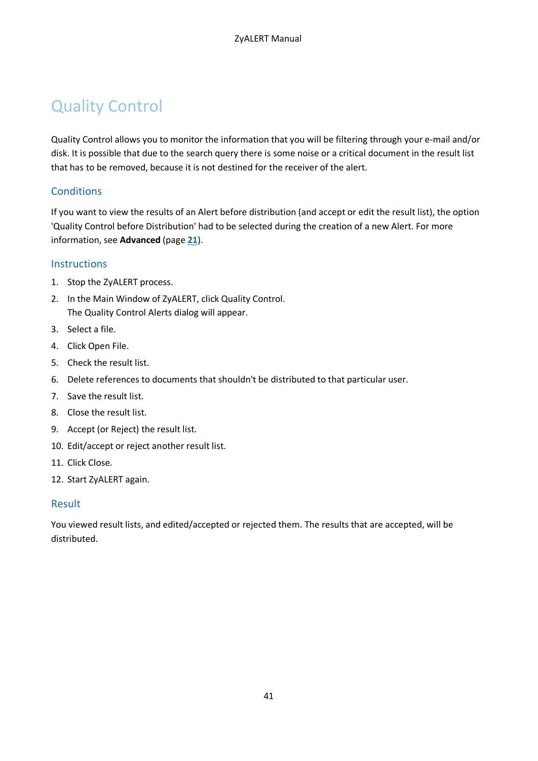# Quality Control

Quality Control allows you to monitor the information that you will be filtering through your e-mail and/or disk. It is possible that due to the search query there is some noise or a critical document in the result list that has to be removed, because it is not destined for the receiver of the alert.

## Conditions

If you want to view the results of an Alert before distribution (and accept or edit the result list), the option 'Quality Control before Distribution' had to be selected during the creation of a new Alert. For more information, see **Advanced** (page **21**).

## Instructions

1. Stop the ZyALERT process.
2. In the Main Window of ZyALERT, click Quality Control.
   The Quality Control Alerts dialog will appear.
3. Select a file.
4. Click Open File.
5. Check the result list.
6. Delete references to documents that shouldn't be distributed to that particular user.
7. Save the result list.
8. Close the result list.
9. Accept (or Reject) the result list.
10. Edit/accept or reject another result list.
11. Click Close.
12. Start ZyALERT again.

## Result

You viewed result lists, and edited/accepted or rejected them. The results that are accepted, will be distributed.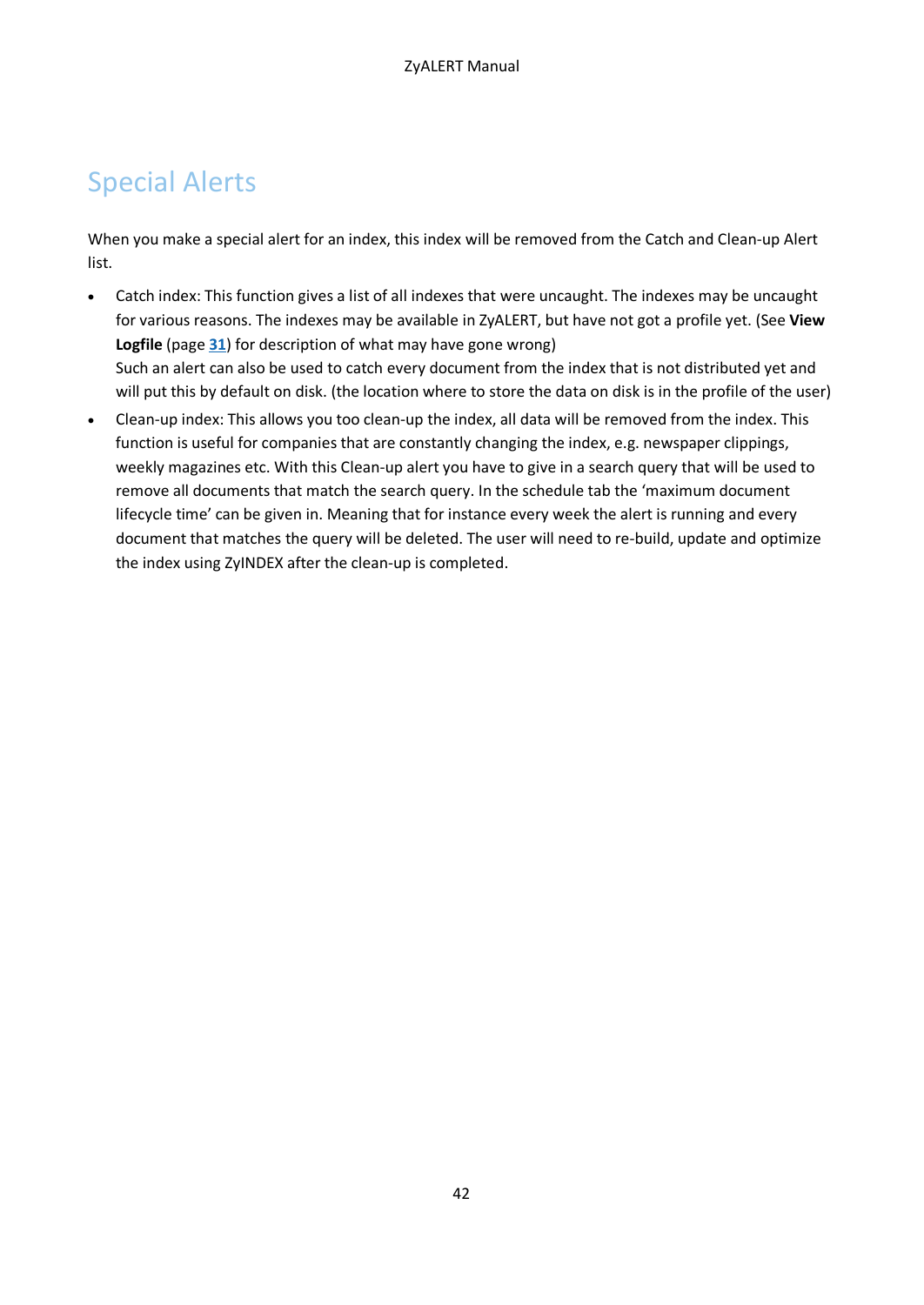# Special Alerts

When you make a special alert for an index, this index will be removed from the Catch and Clean-up Alert list.

- Catch index: This function gives a list of all indexes that were uncaught. The indexes may be uncaught for various reasons. The indexes may be available in ZyALERT, but have not got a profile yet. (See **View Logfile** (page **31**) for description of what may have gone wrong)
  Such an alert can also be used to catch every document from the index that is not distributed yet and will put this by default on disk. (the location where to store the data on disk is in the profile of the user)
- Clean-up index: This allows you too clean-up the index, all data will be removed from the index. This function is useful for companies that are constantly changing the index, e.g. newspaper clippings, weekly magazines etc. With this Clean-up alert you have to give in a search query that will be used to remove all documents that match the search query. In the schedule tab the 'maximum document lifecycle time' can be given in. Meaning that for instance every week the alert is running and every document that matches the query will be deleted. The user will need to re-build, update and optimize the index using ZyINDEX after the clean-up is completed.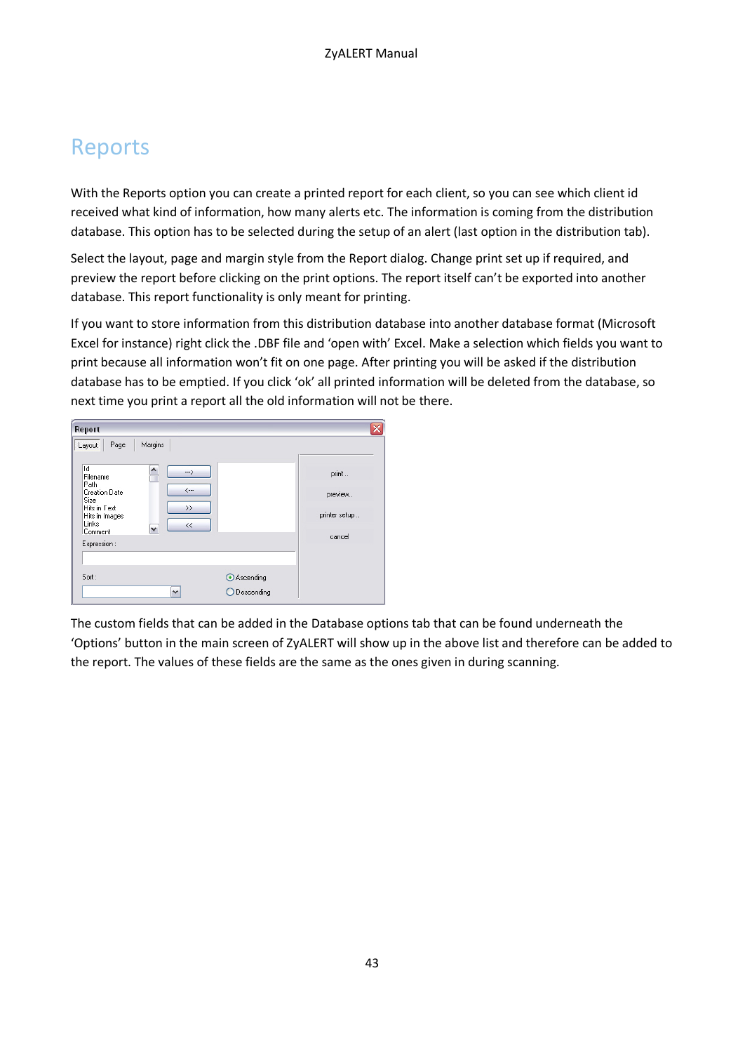# Reports

With the Reports option you can create a printed report for each client, so you can see which client id received what kind of information, how many alerts etc. The information is coming from the distribution database. This option has to be selected during the setup of an alert (last option in the distribution tab).

Select the layout, page and margin style from the Report dialog. Change print set up if required, and preview the report before clicking on the print options. The report itself can't be exported into another database. This report functionality is only meant for printing.

If you want to store information from this distribution database into another database format (Microsoft Excel for instance) right click the .DBF file and 'open with' Excel. Make a selection which fields you want to print because all information won't fit on one page. After printing you will be asked if the distribution database has to be emptied. If you click 'ok' all printed information will be deleted from the database, so next time you print a report all the old information will not be there.

The custom fields that can be added in the Database options tab that can be found underneath the 'Options' button in the main screen of ZyALERT will show up in the above list and therefore can be added to the report. The values of these fields are the same as the ones given in during scanning.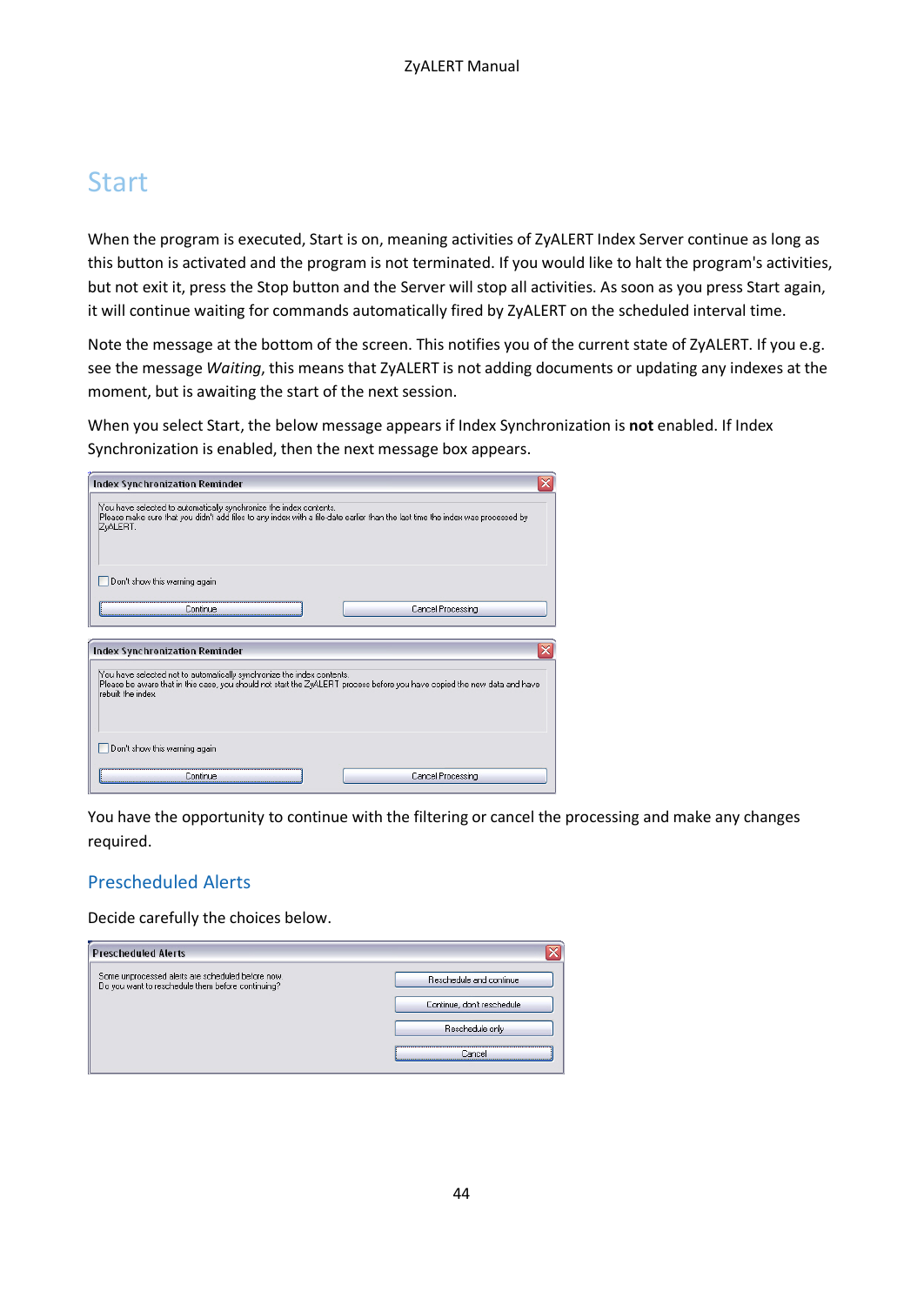# Start

When the program is executed, Start is on, meaning activities of ZyALERT Index Server continue as long as this button is activated and the program is not terminated. If you would like to halt the program's activities, but not exit it, press the Stop button and the Server will stop all activities. As soon as you press Start again, it will continue waiting for commands automatically fired by ZyALERT on the scheduled interval time.

Note the message at the bottom of the screen. This notifies you of the current state of ZyALERT. If you e.g. see the message *Waiting*, this means that ZyALERT is not adding documents or updating any indexes at the moment, but is awaiting the start of the next session.

When you select Start, the below message appears if Index Synchronization is **not** enabled. If Index Synchronization is enabled, then the next message box appears.

You have the opportunity to continue with the filtering or cancel the processing and make any changes required.

## Prescheduled Alerts

Decide carefully the choices below.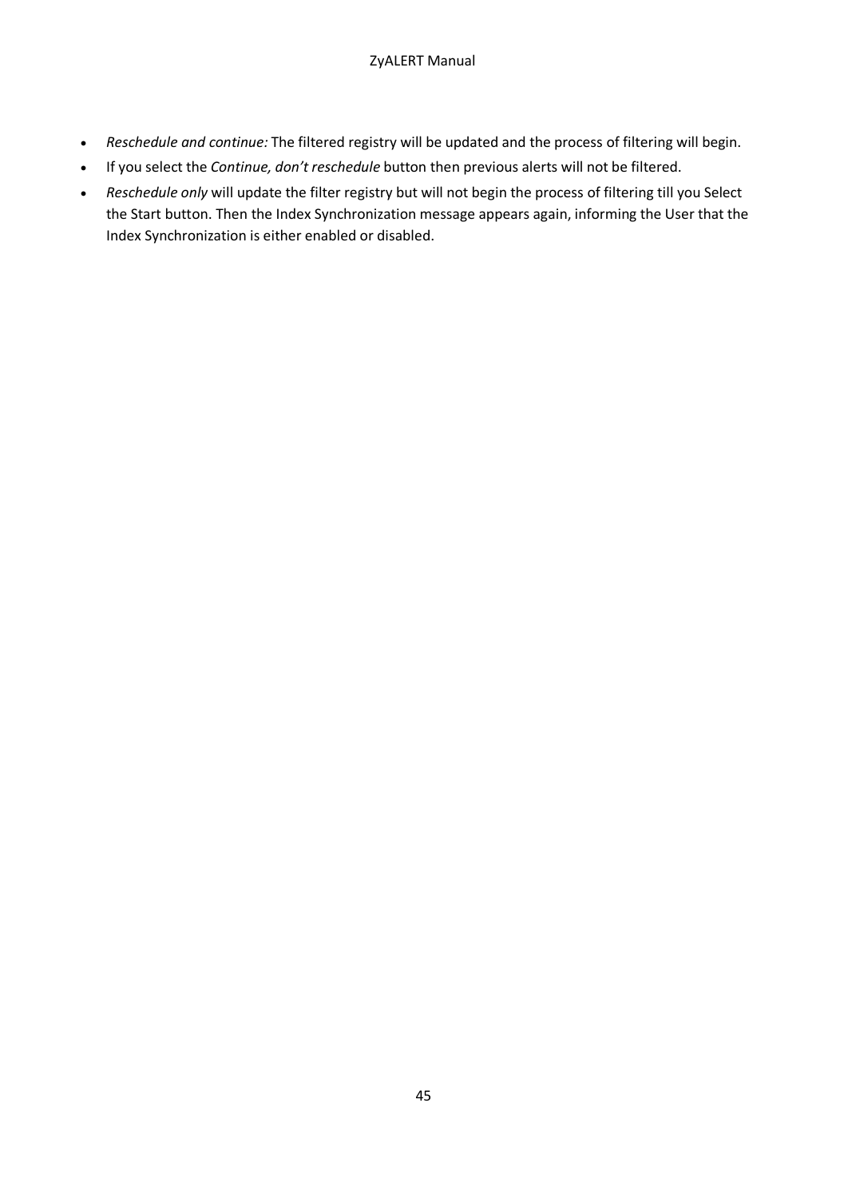- *Reschedule and continue:* The filtered registry will be updated and the process of filtering will begin.
- If you select the *Continue, don't reschedule* button then previous alerts will not be filtered.
- *Reschedule only* will update the filter registry but will not begin the process of filtering till you Select the Start button. Then the Index Synchronization message appears again, informing the User that the Index Synchronization is either enabled or disabled.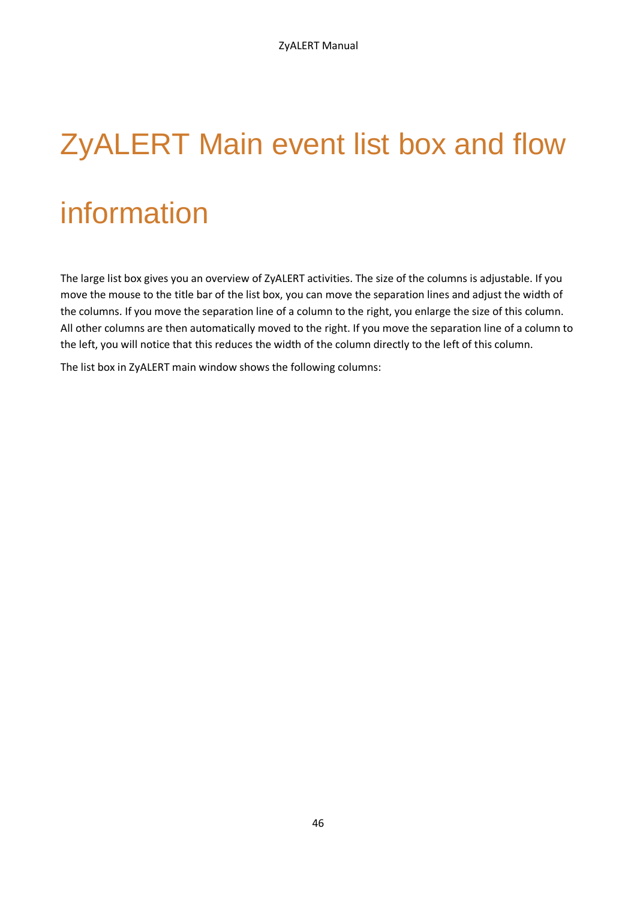# ZyALERT Main event list box and flow information

The large list box gives you an overview of ZyALERT activities. The size of the columns is adjustable. If you move the mouse to the title bar of the list box, you can move the separation lines and adjust the width of the columns. If you move the separation line of a column to the right, you enlarge the size of this column. All other columns are then automatically moved to the right. If you move the separation line of a column to the left, you will notice that this reduces the width of the column directly to the left of this column.

The list box in ZyALERT main window shows the following columns: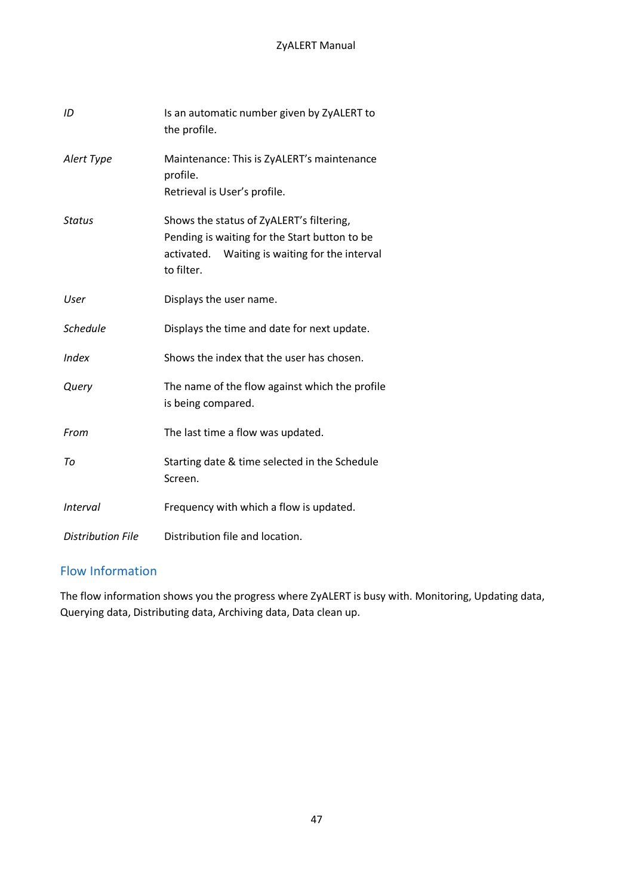| | |
|---|---|
| *ID* | Is an automatic number given by ZyALERT to the profile. |
| *Alert Type* | Maintenance: This is ZyALERT's maintenance profile.<br>Retrieval is User's profile. |
| *Status* | Shows the status of ZyALERT's filtering, Pending is waiting for the Start button to be activated. Waiting is waiting for the interval to filter. |
| *User* | Displays the user name. |
| *Schedule* | Displays the time and date for next update. |
| *Index* | Shows the index that the user has chosen. |
| *Query* | The name of the flow against which the profile is being compared. |
| *From* | The last time a flow was updated. |
| *To* | Starting date & time selected in the Schedule Screen. |
| *Interval* | Frequency with which a flow is updated. |
| *Distribution File* | Distribution file and location. |

## Flow Information

The flow information shows you the progress where ZyALERT is busy with. Monitoring, Updating data, Querying data, Distributing data, Archiving data, Data clean up.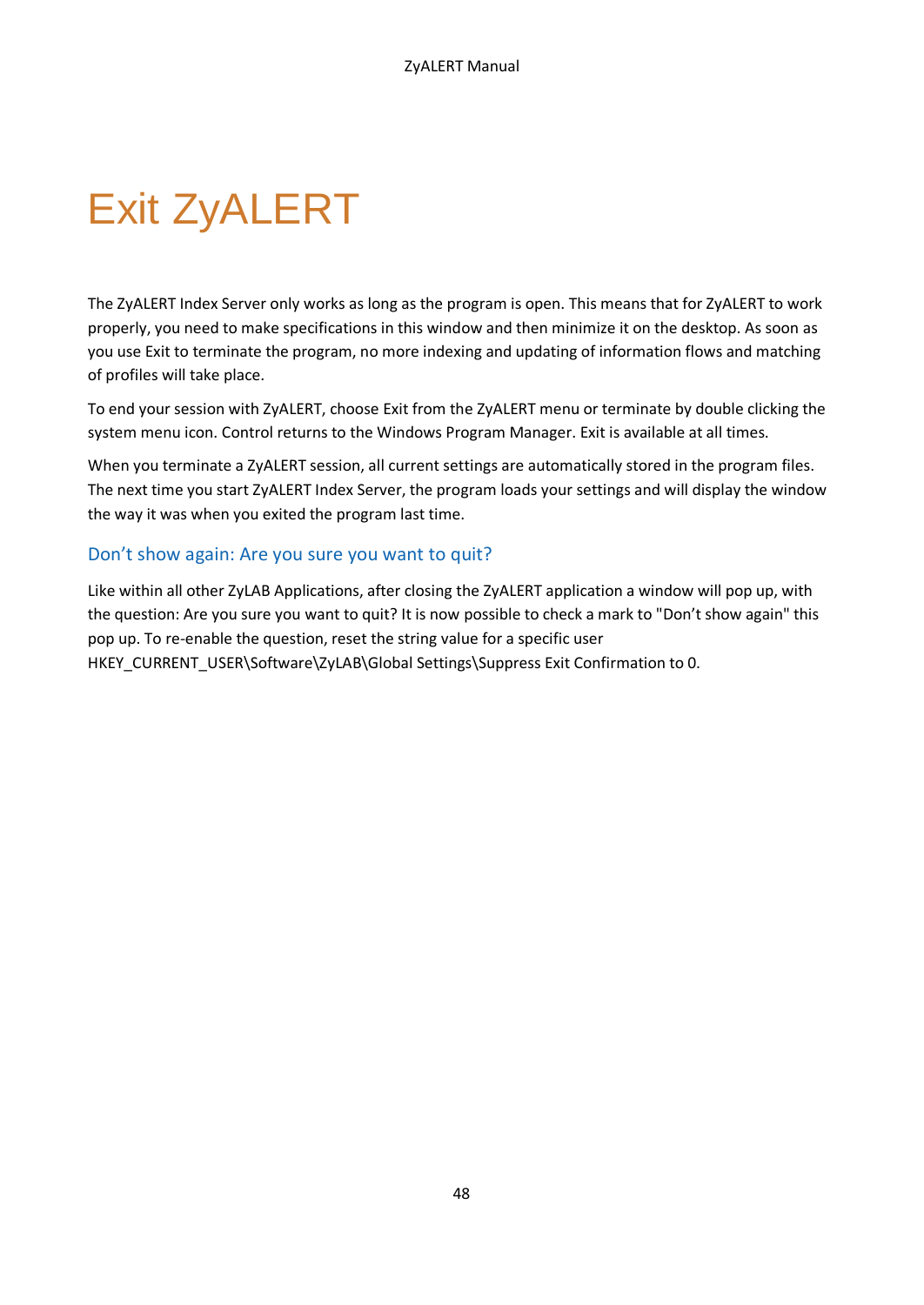# Exit ZyALERT

The ZyALERT Index Server only works as long as the program is open. This means that for ZyALERT to work properly, you need to make specifications in this window and then minimize it on the desktop. As soon as you use Exit to terminate the program, no more indexing and updating of information flows and matching of profiles will take place.

To end your session with ZyALERT, choose Exit from the ZyALERT menu or terminate by double clicking the system menu icon. Control returns to the Windows Program Manager. Exit is available at all times.

When you terminate a ZyALERT session, all current settings are automatically stored in the program files. The next time you start ZyALERT Index Server, the program loads your settings and will display the window the way it was when you exited the program last time.

## Don't show again: Are you sure you want to quit?

Like within all other ZyLAB Applications, after closing the ZyALERT application a window will pop up, with the question: Are you sure you want to quit? It is now possible to check a mark to "Don't show again" this pop up. To re-enable the question, reset the string value for a specific user HKEY_CURRENT_USER\Software\ZyLAB\Global Settings\Suppress Exit Confirmation to 0.